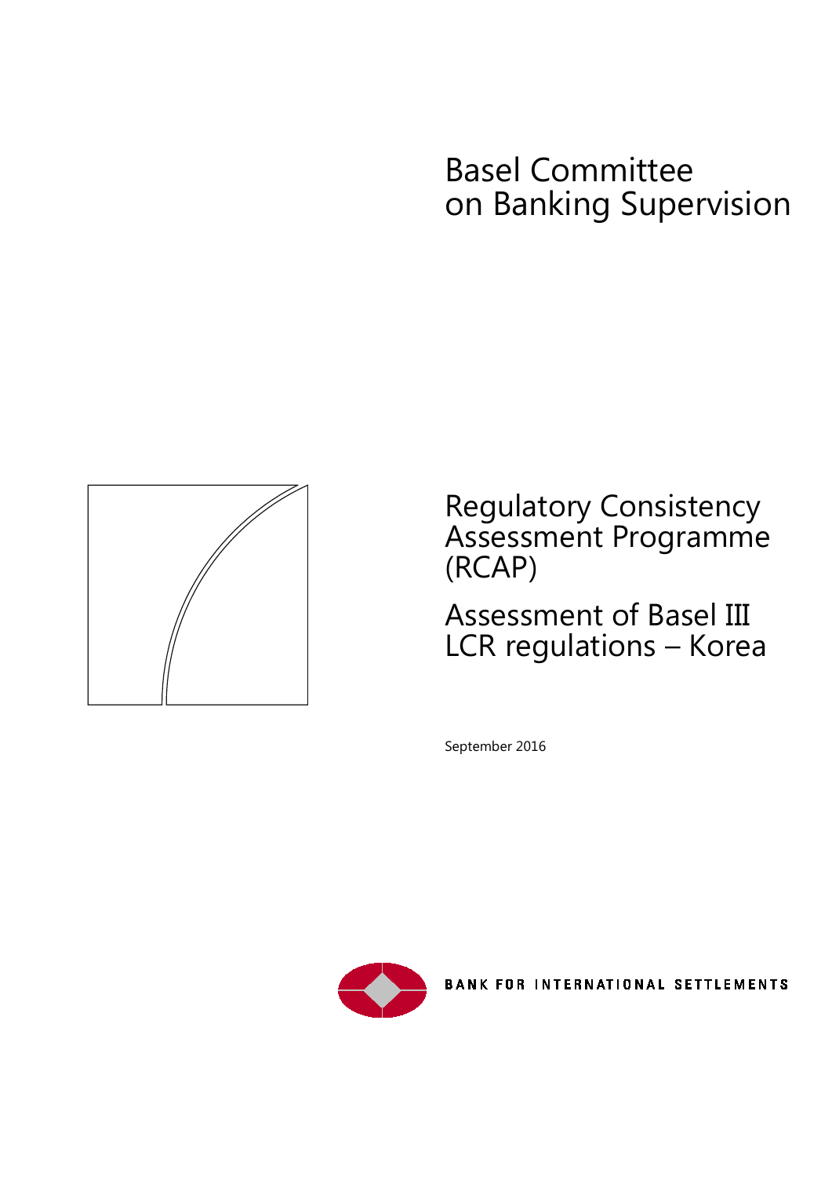# Basel Committee on Banking Supervision

## Regulatory Consistency Assessment Programme (RCAP)

## Assessment of Basel III LCR regulations – Korea

September 2016

BANK FOR INTERNATIONAL SETTLEMENTS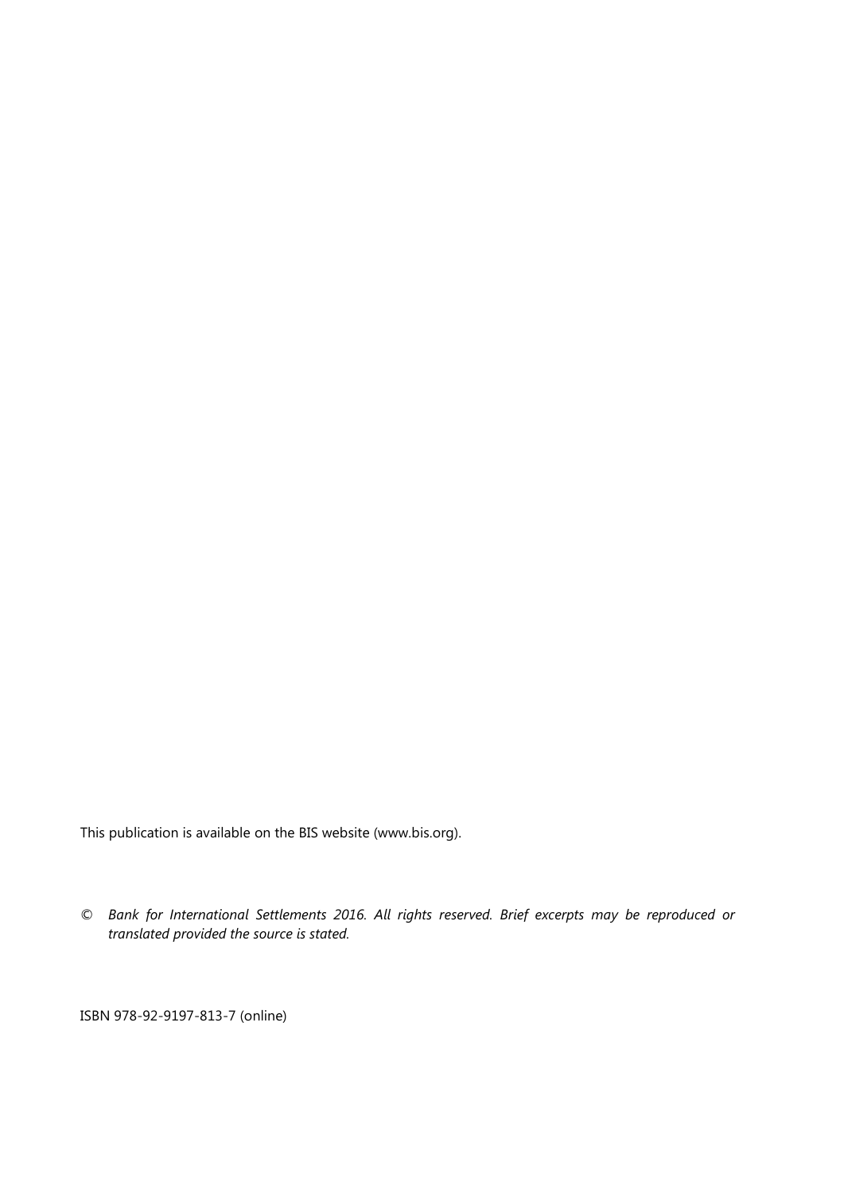This publication is available on the BIS website (www.bis.org).

© *Bank for International Settlements 2016. All rights reserved. Brief excerpts may be reproduced or translated provided the source is stated.*

ISBN 978-92-9197-813-7 (online)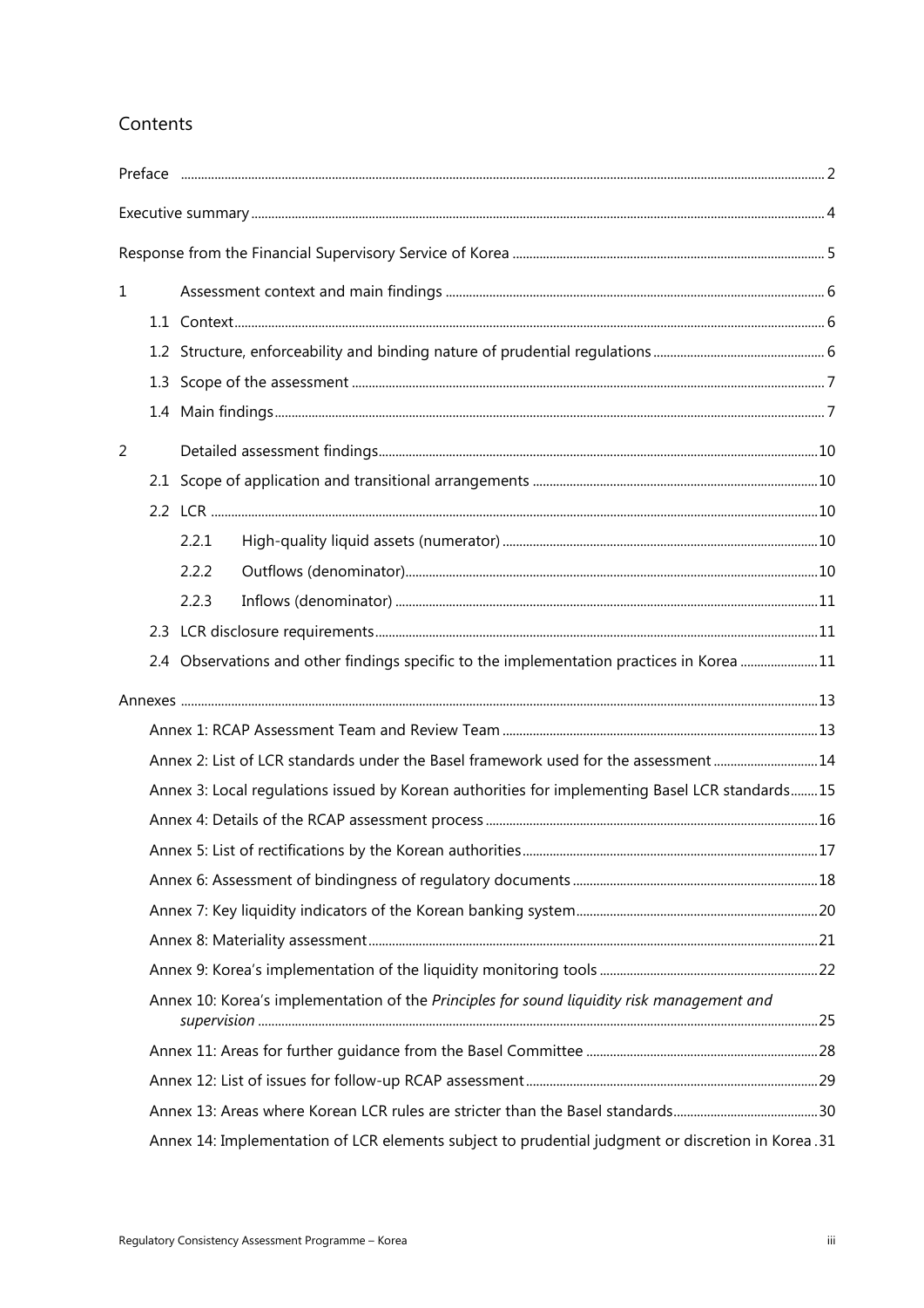## Contents

Preface ..... 2

Executive summary ..... 4

Response from the Financial Supervisory Service of Korea ..... 5

1 Assessment context and main findings ..... 6

- 1.1 Context ..... 6
- 1.2 Structure, enforceability and binding nature of prudential regulations ..... 6
- 1.3 Scope of the assessment ..... 7
- 1.4 Main findings ..... 7

2 Detailed assessment findings ..... 10

- 2.1 Scope of application and transitional arrangements ..... 10
- 2.2 LCR ..... 10
  - 2.2.1 High-quality liquid assets (numerator) ..... 10
  - 2.2.2 Outflows (denominator) ..... 10
  - 2.2.3 Inflows (denominator) ..... 11
- 2.3 LCR disclosure requirements ..... 11
- 2.4 Observations and other findings specific to the implementation practices in Korea ..... 11

Annexes ..... 13

- Annex 1: RCAP Assessment Team and Review Team ..... 13
- Annex 2: List of LCR standards under the Basel framework used for the assessment ..... 14
- Annex 3: Local regulations issued by Korean authorities for implementing Basel LCR standards ..... 15
- Annex 4: Details of the RCAP assessment process ..... 16
- Annex 5: List of rectifications by the Korean authorities ..... 17
- Annex 6: Assessment of bindingness of regulatory documents ..... 18
- Annex 7: Key liquidity indicators of the Korean banking system ..... 20
- Annex 8: Materiality assessment ..... 21
- Annex 9: Korea's implementation of the liquidity monitoring tools ..... 22
- Annex 10: Korea's implementation of the *Principles for sound liquidity risk management and supervision* ..... 25
- Annex 11: Areas for further guidance from the Basel Committee ..... 28
- Annex 12: List of issues for follow-up RCAP assessment ..... 29
- Annex 13: Areas where Korean LCR rules are stricter than the Basel standards ..... 30
- Annex 14: Implementation of LCR elements subject to prudential judgment or discretion in Korea ..... 31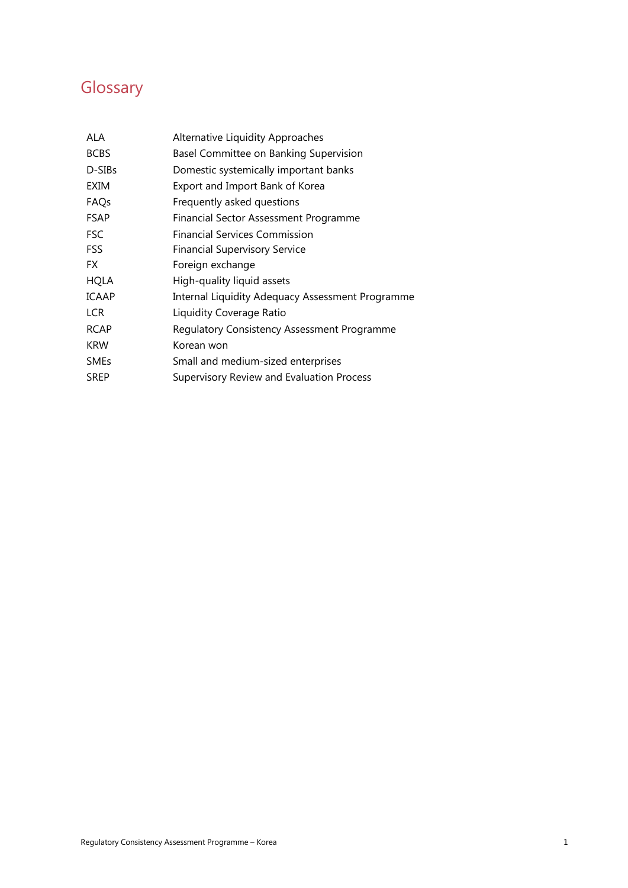# Glossary

| | |
|---|---|
| ALA | Alternative Liquidity Approaches |
| BCBS | Basel Committee on Banking Supervision |
| D-SIBs | Domestic systemically important banks |
| EXIM | Export and Import Bank of Korea |
| FAQs | Frequently asked questions |
| FSAP | Financial Sector Assessment Programme |
| FSC | Financial Services Commission |
| FSS | Financial Supervisory Service |
| FX | Foreign exchange |
| HQLA | High-quality liquid assets |
| ICAAP | Internal Liquidity Adequacy Assessment Programme |
| LCR | Liquidity Coverage Ratio |
| RCAP | Regulatory Consistency Assessment Programme |
| KRW | Korean won |
| SMEs | Small and medium-sized enterprises |
| SREP | Supervisory Review and Evaluation Process |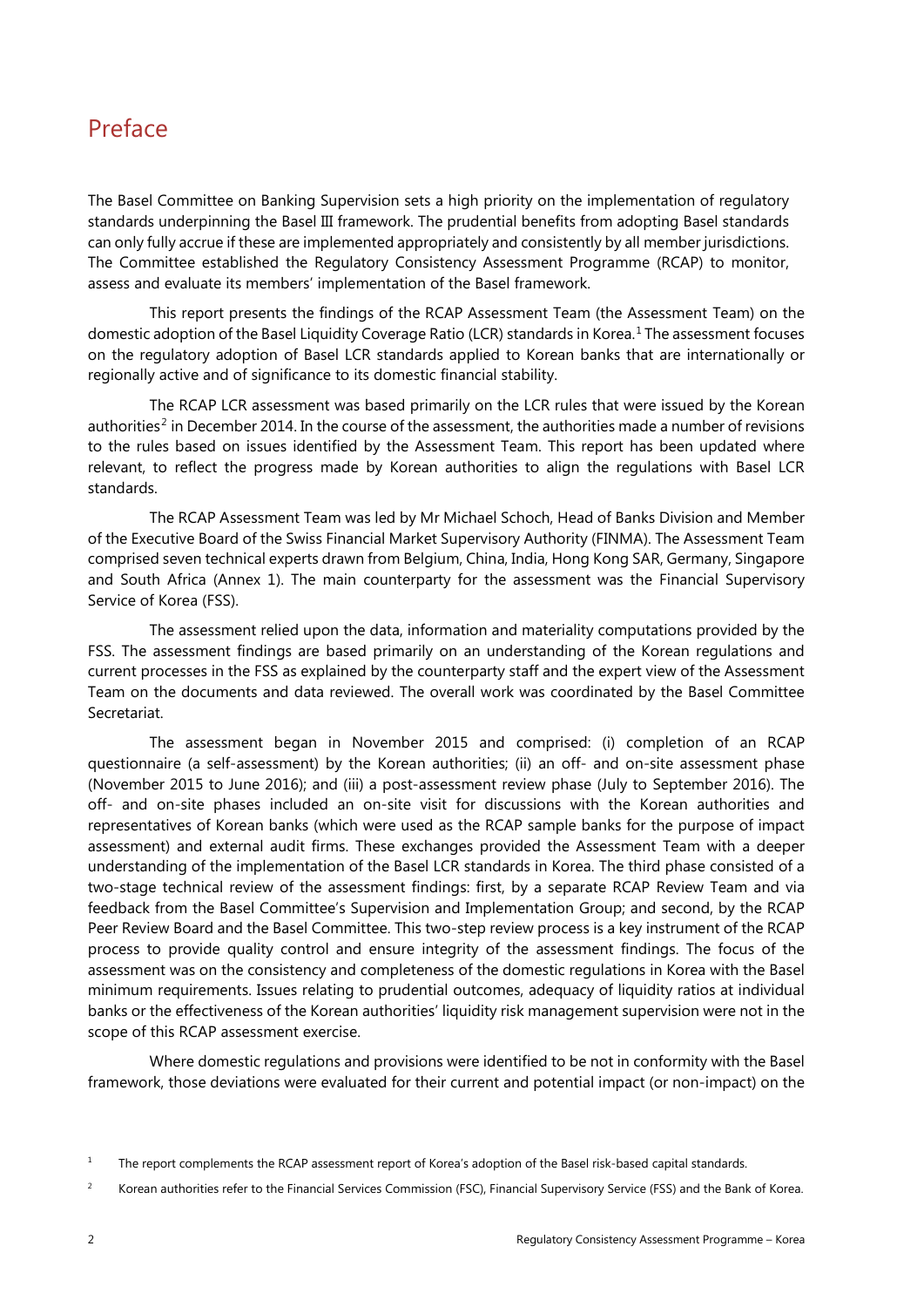# Preface

The Basel Committee on Banking Supervision sets a high priority on the implementation of regulatory standards underpinning the Basel III framework. The prudential benefits from adopting Basel standards can only fully accrue if these are implemented appropriately and consistently by all member jurisdictions. The Committee established the Regulatory Consistency Assessment Programme (RCAP) to monitor, assess and evaluate its members' implementation of the Basel framework.

This report presents the findings of the RCAP Assessment Team (the Assessment Team) on the domestic adoption of the Basel Liquidity Coverage Ratio (LCR) standards in Korea.[1] The assessment focuses on the regulatory adoption of Basel LCR standards applied to Korean banks that are internationally or regionally active and of significance to its domestic financial stability.

The RCAP LCR assessment was based primarily on the LCR rules that were issued by the Korean authorities[2] in December 2014. In the course of the assessment, the authorities made a number of revisions to the rules based on issues identified by the Assessment Team. This report has been updated where relevant, to reflect the progress made by Korean authorities to align the regulations with Basel LCR standards.

The RCAP Assessment Team was led by Mr Michael Schoch, Head of Banks Division and Member of the Executive Board of the Swiss Financial Market Supervisory Authority (FINMA). The Assessment Team comprised seven technical experts drawn from Belgium, China, India, Hong Kong SAR, Germany, Singapore and South Africa (Annex 1). The main counterparty for the assessment was the Financial Supervisory Service of Korea (FSS).

The assessment relied upon the data, information and materiality computations provided by the FSS. The assessment findings are based primarily on an understanding of the Korean regulations and current processes in the FSS as explained by the counterparty staff and the expert view of the Assessment Team on the documents and data reviewed. The overall work was coordinated by the Basel Committee Secretariat.

The assessment began in November 2015 and comprised: (i) completion of an RCAP questionnaire (a self-assessment) by the Korean authorities; (ii) an off- and on-site assessment phase (November 2015 to June 2016); and (iii) a post-assessment review phase (July to September 2016). The off- and on-site phases included an on-site visit for discussions with the Korean authorities and representatives of Korean banks (which were used as the RCAP sample banks for the purpose of impact assessment) and external audit firms. These exchanges provided the Assessment Team with a deeper understanding of the implementation of the Basel LCR standards in Korea. The third phase consisted of a two-stage technical review of the assessment findings: first, by a separate RCAP Review Team and via feedback from the Basel Committee's Supervision and Implementation Group; and second, by the RCAP Peer Review Board and the Basel Committee. This two-step review process is a key instrument of the RCAP process to provide quality control and ensure integrity of the assessment findings. The focus of the assessment was on the consistency and completeness of the domestic regulations in Korea with the Basel minimum requirements. Issues relating to prudential outcomes, adequacy of liquidity ratios at individual banks or the effectiveness of the Korean authorities' liquidity risk management supervision were not in the scope of this RCAP assessment exercise.

Where domestic regulations and provisions were identified to be not in conformity with the Basel framework, those deviations were evaluated for their current and potential impact (or non-impact) on the

[1] The report complements the RCAP assessment report of Korea's adoption of the Basel risk-based capital standards.

[2] Korean authorities refer to the Financial Services Commission (FSC), Financial Supervisory Service (FSS) and the Bank of Korea.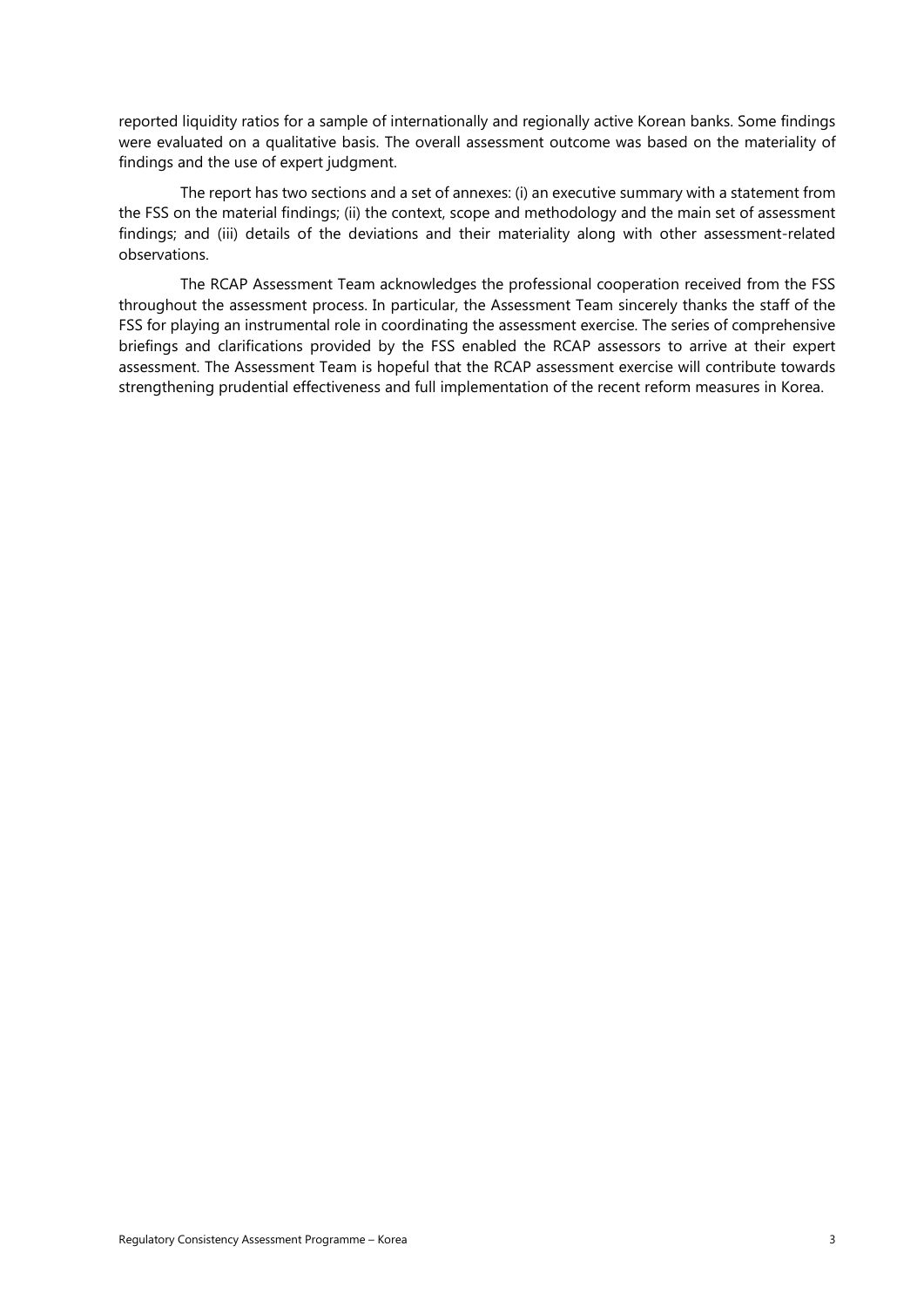reported liquidity ratios for a sample of internationally and regionally active Korean banks. Some findings were evaluated on a qualitative basis. The overall assessment outcome was based on the materiality of findings and the use of expert judgment.

The report has two sections and a set of annexes: (i) an executive summary with a statement from the FSS on the material findings; (ii) the context, scope and methodology and the main set of assessment findings; and (iii) details of the deviations and their materiality along with other assessment-related observations.

The RCAP Assessment Team acknowledges the professional cooperation received from the FSS throughout the assessment process. In particular, the Assessment Team sincerely thanks the staff of the FSS for playing an instrumental role in coordinating the assessment exercise. The series of comprehensive briefings and clarifications provided by the FSS enabled the RCAP assessors to arrive at their expert assessment. The Assessment Team is hopeful that the RCAP assessment exercise will contribute towards strengthening prudential effectiveness and full implementation of the recent reform measures in Korea.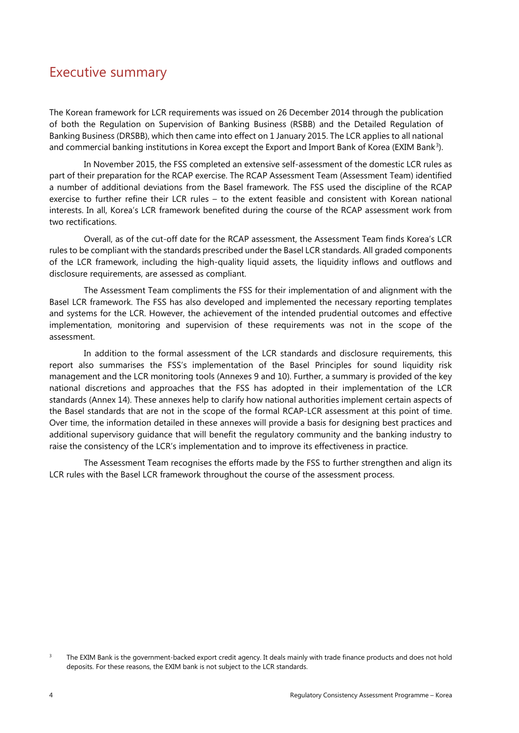# Executive summary

The Korean framework for LCR requirements was issued on 26 December 2014 through the publication of both the Regulation on Supervision of Banking Business (RSBB) and the Detailed Regulation of Banking Business (DRSBB), which then came into effect on 1 January 2015. The LCR applies to all national and commercial banking institutions in Korea except the Export and Import Bank of Korea (EXIM Bank[3]).

In November 2015, the FSS completed an extensive self-assessment of the domestic LCR rules as part of their preparation for the RCAP exercise. The RCAP Assessment Team (Assessment Team) identified a number of additional deviations from the Basel framework. The FSS used the discipline of the RCAP exercise to further refine their LCR rules – to the extent feasible and consistent with Korean national interests. In all, Korea's LCR framework benefited during the course of the RCAP assessment work from two rectifications.

Overall, as of the cut-off date for the RCAP assessment, the Assessment Team finds Korea's LCR rules to be compliant with the standards prescribed under the Basel LCR standards. All graded components of the LCR framework, including the high-quality liquid assets, the liquidity inflows and outflows and disclosure requirements, are assessed as compliant.

The Assessment Team compliments the FSS for their implementation of and alignment with the Basel LCR framework. The FSS has also developed and implemented the necessary reporting templates and systems for the LCR. However, the achievement of the intended prudential outcomes and effective implementation, monitoring and supervision of these requirements was not in the scope of the assessment.

In addition to the formal assessment of the LCR standards and disclosure requirements, this report also summarises the FSS's implementation of the Basel Principles for sound liquidity risk management and the LCR monitoring tools (Annexes 9 and 10). Further, a summary is provided of the key national discretions and approaches that the FSS has adopted in their implementation of the LCR standards (Annex 14). These annexes help to clarify how national authorities implement certain aspects of the Basel standards that are not in the scope of the formal RCAP-LCR assessment at this point of time. Over time, the information detailed in these annexes will provide a basis for designing best practices and additional supervisory guidance that will benefit the regulatory community and the banking industry to raise the consistency of the LCR's implementation and to improve its effectiveness in practice.

The Assessment Team recognises the efforts made by the FSS to further strengthen and align its LCR rules with the Basel LCR framework throughout the course of the assessment process.

[3] The EXIM Bank is the government-backed export credit agency. It deals mainly with trade finance products and does not hold deposits. For these reasons, the EXIM bank is not subject to the LCR standards.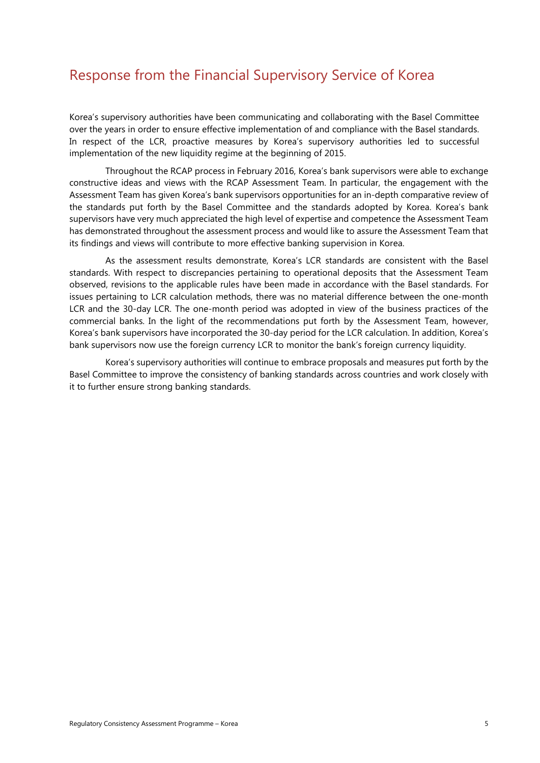# Response from the Financial Supervisory Service of Korea

Korea's supervisory authorities have been communicating and collaborating with the Basel Committee over the years in order to ensure effective implementation of and compliance with the Basel standards. In respect of the LCR, proactive measures by Korea's supervisory authorities led to successful implementation of the new liquidity regime at the beginning of 2015.

Throughout the RCAP process in February 2016, Korea's bank supervisors were able to exchange constructive ideas and views with the RCAP Assessment Team. In particular, the engagement with the Assessment Team has given Korea's bank supervisors opportunities for an in-depth comparative review of the standards put forth by the Basel Committee and the standards adopted by Korea. Korea's bank supervisors have very much appreciated the high level of expertise and competence the Assessment Team has demonstrated throughout the assessment process and would like to assure the Assessment Team that its findings and views will contribute to more effective banking supervision in Korea.

As the assessment results demonstrate, Korea's LCR standards are consistent with the Basel standards. With respect to discrepancies pertaining to operational deposits that the Assessment Team observed, revisions to the applicable rules have been made in accordance with the Basel standards. For issues pertaining to LCR calculation methods, there was no material difference between the one-month LCR and the 30-day LCR. The one-month period was adopted in view of the business practices of the commercial banks. In the light of the recommendations put forth by the Assessment Team, however, Korea's bank supervisors have incorporated the 30-day period for the LCR calculation. In addition, Korea's bank supervisors now use the foreign currency LCR to monitor the bank's foreign currency liquidity.

Korea's supervisory authorities will continue to embrace proposals and measures put forth by the Basel Committee to improve the consistency of banking standards across countries and work closely with it to further ensure strong banking standards.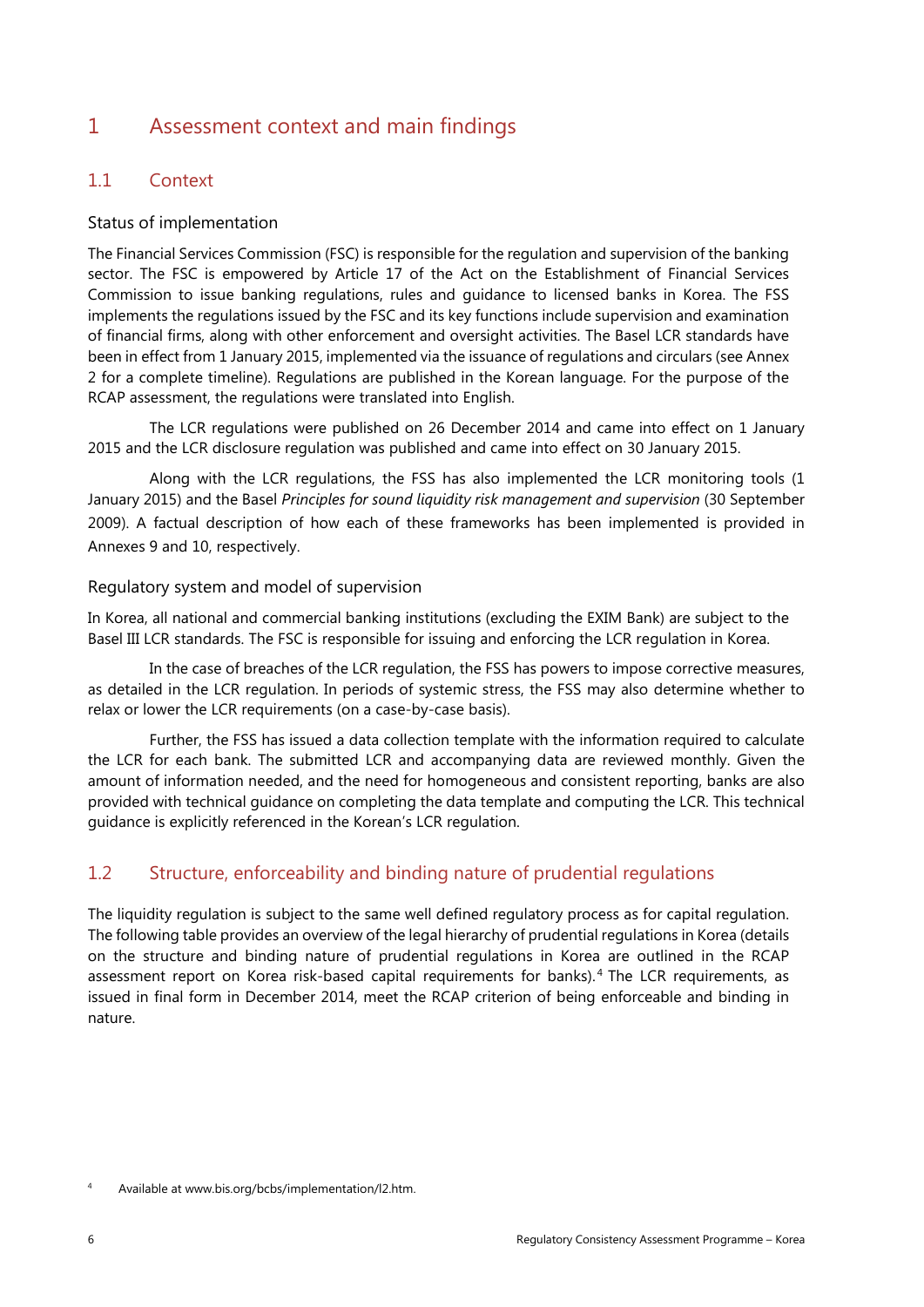# 1 Assessment context and main findings

## 1.1 Context

### Status of implementation

The Financial Services Commission (FSC) is responsible for the regulation and supervision of the banking sector. The FSC is empowered by Article 17 of the Act on the Establishment of Financial Services Commission to issue banking regulations, rules and guidance to licensed banks in Korea. The FSS implements the regulations issued by the FSC and its key functions include supervision and examination of financial firms, along with other enforcement and oversight activities. The Basel LCR standards have been in effect from 1 January 2015, implemented via the issuance of regulations and circulars (see Annex 2 for a complete timeline). Regulations are published in the Korean language. For the purpose of the RCAP assessment, the regulations were translated into English.

The LCR regulations were published on 26 December 2014 and came into effect on 1 January 2015 and the LCR disclosure regulation was published and came into effect on 30 January 2015.

Along with the LCR regulations, the FSS has also implemented the LCR monitoring tools (1 January 2015) and the Basel *Principles for sound liquidity risk management and supervision* (30 September 2009). A factual description of how each of these frameworks has been implemented is provided in Annexes 9 and 10, respectively.

### Regulatory system and model of supervision

In Korea, all national and commercial banking institutions (excluding the EXIM Bank) are subject to the Basel III LCR standards. The FSC is responsible for issuing and enforcing the LCR regulation in Korea.

In the case of breaches of the LCR regulation, the FSS has powers to impose corrective measures, as detailed in the LCR regulation. In periods of systemic stress, the FSS may also determine whether to relax or lower the LCR requirements (on a case-by-case basis).

Further, the FSS has issued a data collection template with the information required to calculate the LCR for each bank. The submitted LCR and accompanying data are reviewed monthly. Given the amount of information needed, and the need for homogeneous and consistent reporting, banks are also provided with technical guidance on completing the data template and computing the LCR. This technical guidance is explicitly referenced in the Korean's LCR regulation.

## 1.2 Structure, enforceability and binding nature of prudential regulations

The liquidity regulation is subject to the same well defined regulatory process as for capital regulation. The following table provides an overview of the legal hierarchy of prudential regulations in Korea (details on the structure and binding nature of prudential regulations in Korea are outlined in the RCAP assessment report on Korea risk-based capital requirements for banks).[4] The LCR requirements, as issued in final form in December 2014, meet the RCAP criterion of being enforceable and binding in nature.

[4] Available at www.bis.org/bcbs/implementation/l2.htm.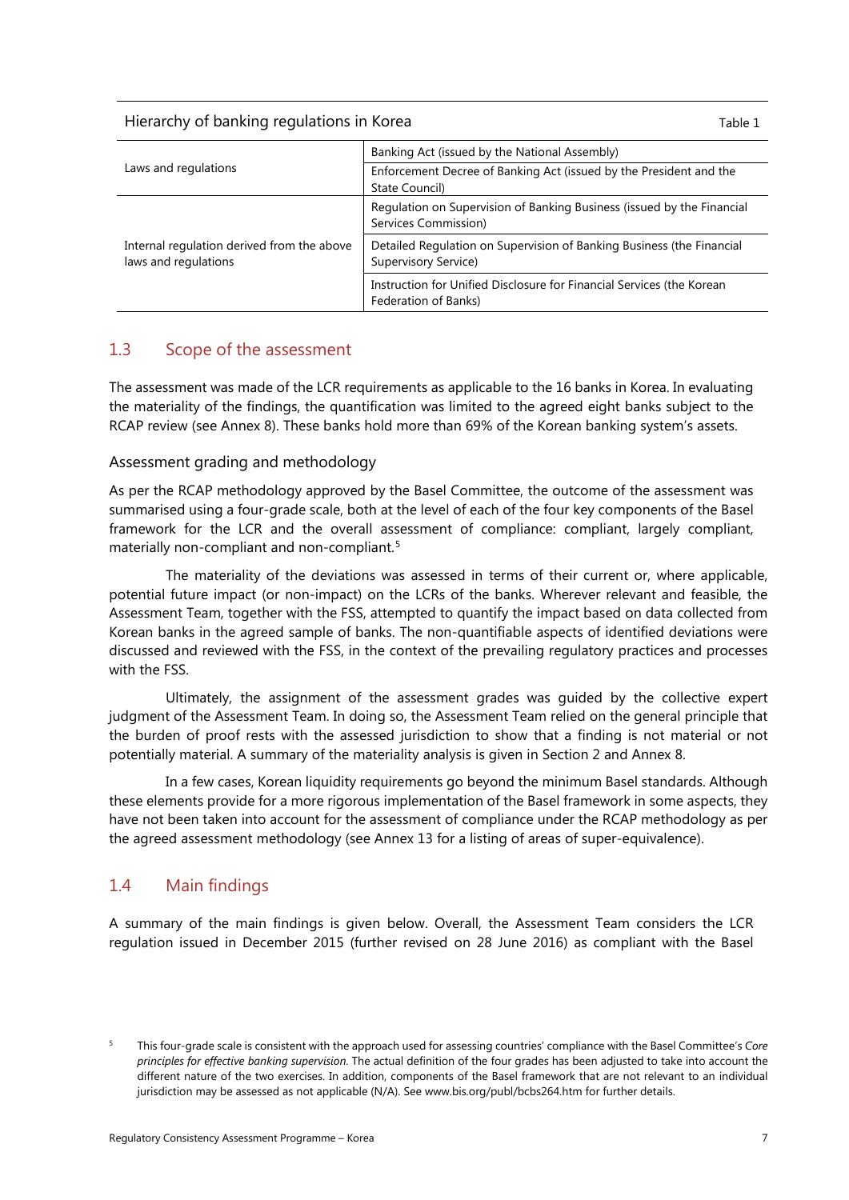Hierarchy of banking regulations in Korea — Table 1

| | |
|---|---|
| Laws and regulations | Banking Act (issued by the National Assembly) |
| | Enforcement Decree of Banking Act (issued by the President and the State Council) |
| Internal regulation derived from the above laws and regulations | Regulation on Supervision of Banking Business (issued by the Financial Services Commission) |
| | Detailed Regulation on Supervision of Banking Business (the Financial Supervisory Service) |
| | Instruction for Unified Disclosure for Financial Services (the Korean Federation of Banks) |

## 1.3 Scope of the assessment

The assessment was made of the LCR requirements as applicable to the 16 banks in Korea. In evaluating the materiality of the findings, the quantification was limited to the agreed eight banks subject to the RCAP review (see Annex 8). These banks hold more than 69% of the Korean banking system's assets.

### Assessment grading and methodology

As per the RCAP methodology approved by the Basel Committee, the outcome of the assessment was summarised using a four-grade scale, both at the level of each of the four key components of the Basel framework for the LCR and the overall assessment of compliance: compliant, largely compliant, materially non-compliant and non-compliant.[5]

The materiality of the deviations was assessed in terms of their current or, where applicable, potential future impact (or non-impact) on the LCRs of the banks. Wherever relevant and feasible, the Assessment Team, together with the FSS, attempted to quantify the impact based on data collected from Korean banks in the agreed sample of banks. The non-quantifiable aspects of identified deviations were discussed and reviewed with the FSS, in the context of the prevailing regulatory practices and processes with the FSS.

Ultimately, the assignment of the assessment grades was guided by the collective expert judgment of the Assessment Team. In doing so, the Assessment Team relied on the general principle that the burden of proof rests with the assessed jurisdiction to show that a finding is not material or not potentially material. A summary of the materiality analysis is given in Section 2 and Annex 8.

In a few cases, Korean liquidity requirements go beyond the minimum Basel standards. Although these elements provide for a more rigorous implementation of the Basel framework in some aspects, they have not been taken into account for the assessment of compliance under the RCAP methodology as per the agreed assessment methodology (see Annex 13 for a listing of areas of super-equivalence).

## 1.4 Main findings

A summary of the main findings is given below. Overall, the Assessment Team considers the LCR regulation issued in December 2015 (further revised on 28 June 2016) as compliant with the Basel

[5] This four-grade scale is consistent with the approach used for assessing countries' compliance with the Basel Committee's *Core principles for effective banking supervision*. The actual definition of the four grades has been adjusted to take into account the different nature of the two exercises. In addition, components of the Basel framework that are not relevant to an individual jurisdiction may be assessed as not applicable (N/A). See www.bis.org/publ/bcbs264.htm for further details.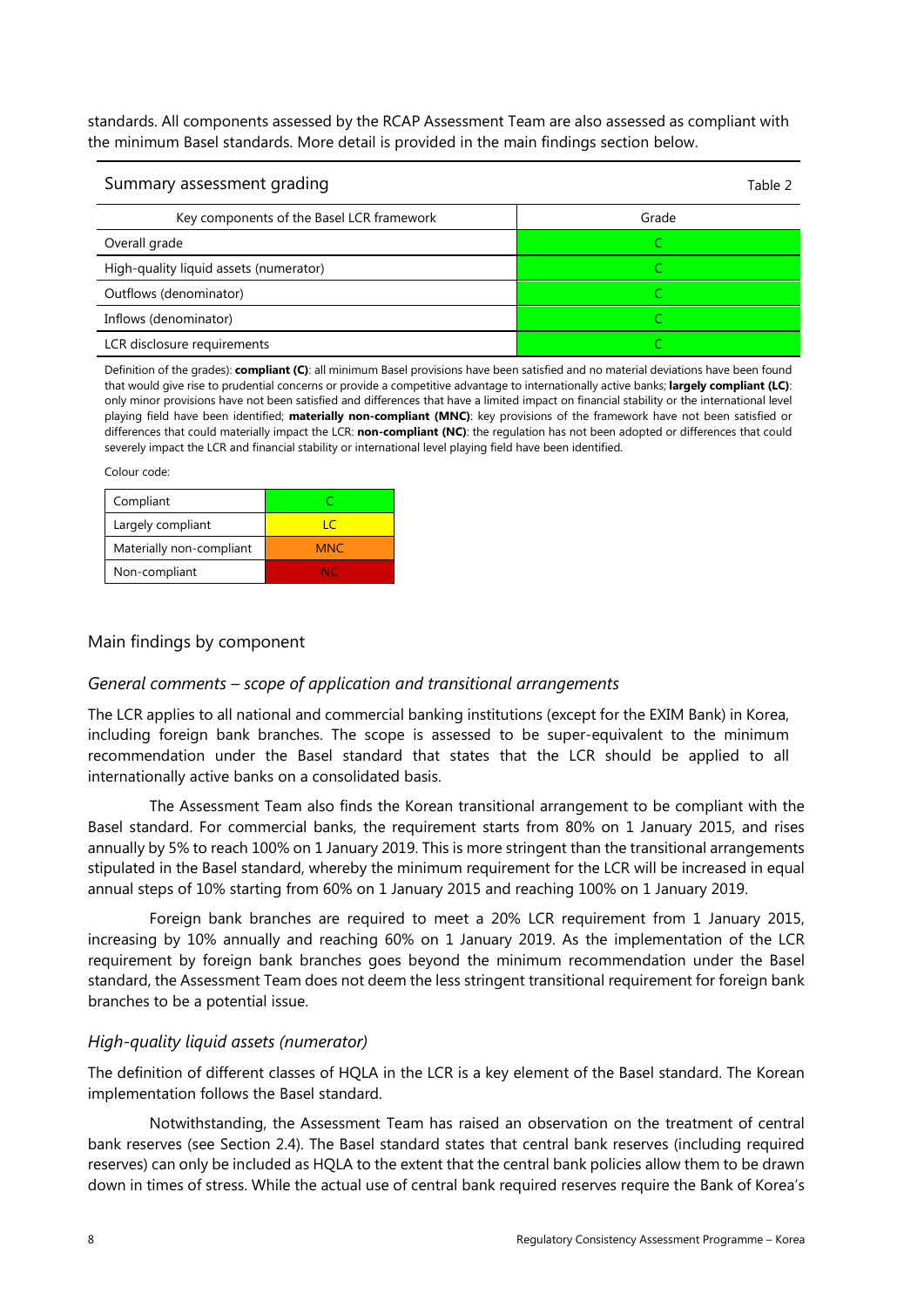standards. All components assessed by the RCAP Assessment Team are also assessed as compliant with the minimum Basel standards. More detail is provided in the main findings section below.

Summary assessment grading — Table 2

| Key components of the Basel LCR framework | Grade |
|---|---|
| Overall grade | C |
| High-quality liquid assets (numerator) | C |
| Outflows (denominator) | C |
| Inflows (denominator) | C |
| LCR disclosure requirements | C |

Definition of the grades): **compliant (C)**: all minimum Basel provisions have been satisfied and no material deviations have been found that would give rise to prudential concerns or provide a competitive advantage to internationally active banks; **largely compliant (LC)**: only minor provisions have not been satisfied and differences that have a limited impact on financial stability or the international level playing field have been identified; **materially non-compliant (MNC)**: key provisions of the framework have not been satisfied or differences that could materially impact the LCR: **non-compliant (NC)**: the regulation has not been adopted or differences that could severely impact the LCR and financial stability or international level playing field have been identified.

Colour code:

| Compliant | C |
|---|---|
| Largely compliant | LC |
| Materially non-compliant | MNC |
| Non-compliant | NC |

## Main findings by component

### *General comments – scope of application and transitional arrangements*

The LCR applies to all national and commercial banking institutions (except for the EXIM Bank) in Korea, including foreign bank branches. The scope is assessed to be super-equivalent to the minimum recommendation under the Basel standard that states that the LCR should be applied to all internationally active banks on a consolidated basis.

The Assessment Team also finds the Korean transitional arrangement to be compliant with the Basel standard. For commercial banks, the requirement starts from 80% on 1 January 2015, and rises annually by 5% to reach 100% on 1 January 2019. This is more stringent than the transitional arrangements stipulated in the Basel standard, whereby the minimum requirement for the LCR will be increased in equal annual steps of 10% starting from 60% on 1 January 2015 and reaching 100% on 1 January 2019.

Foreign bank branches are required to meet a 20% LCR requirement from 1 January 2015, increasing by 10% annually and reaching 60% on 1 January 2019. As the implementation of the LCR requirement by foreign bank branches goes beyond the minimum recommendation under the Basel standard, the Assessment Team does not deem the less stringent transitional requirement for foreign bank branches to be a potential issue.

### *High-quality liquid assets (numerator)*

The definition of different classes of HQLA in the LCR is a key element of the Basel standard. The Korean implementation follows the Basel standard.

Notwithstanding, the Assessment Team has raised an observation on the treatment of central bank reserves (see Section 2.4). The Basel standard states that central bank reserves (including required reserves) can only be included as HQLA to the extent that the central bank policies allow them to be drawn down in times of stress. While the actual use of central bank required reserves require the Bank of Korea's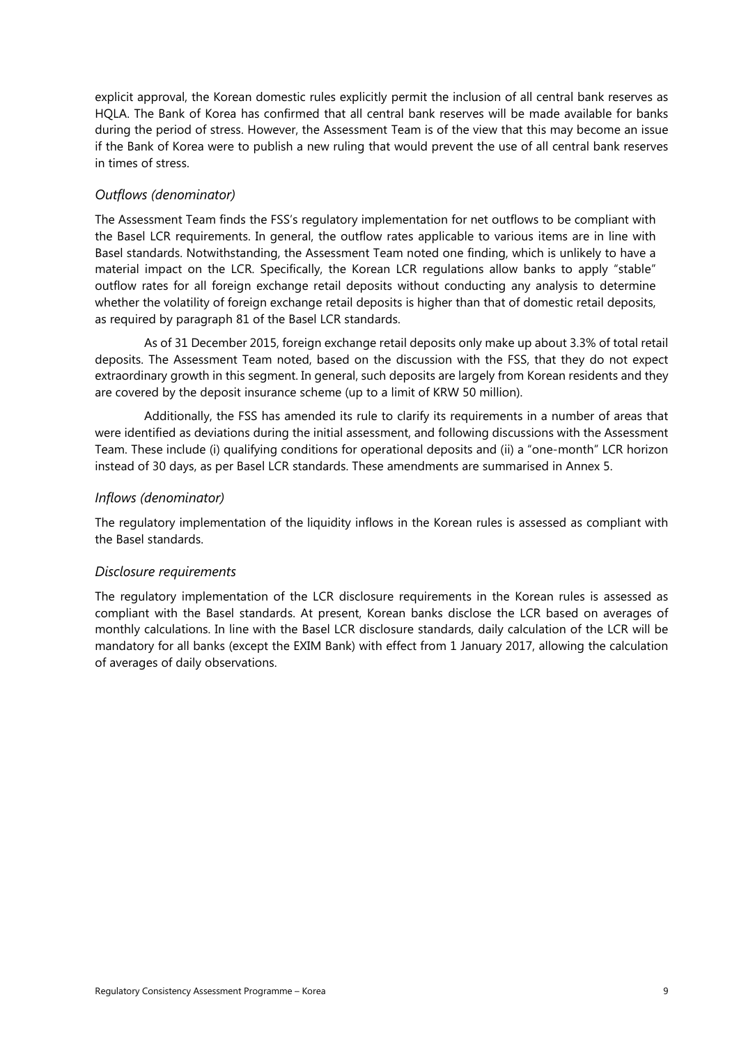explicit approval, the Korean domestic rules explicitly permit the inclusion of all central bank reserves as HQLA. The Bank of Korea has confirmed that all central bank reserves will be made available for banks during the period of stress. However, the Assessment Team is of the view that this may become an issue if the Bank of Korea were to publish a new ruling that would prevent the use of all central bank reserves in times of stress.

### *Outflows (denominator)*

The Assessment Team finds the FSS's regulatory implementation for net outflows to be compliant with the Basel LCR requirements. In general, the outflow rates applicable to various items are in line with Basel standards. Notwithstanding, the Assessment Team noted one finding, which is unlikely to have a material impact on the LCR. Specifically, the Korean LCR regulations allow banks to apply "stable" outflow rates for all foreign exchange retail deposits without conducting any analysis to determine whether the volatility of foreign exchange retail deposits is higher than that of domestic retail deposits, as required by paragraph 81 of the Basel LCR standards.

As of 31 December 2015, foreign exchange retail deposits only make up about 3.3% of total retail deposits. The Assessment Team noted, based on the discussion with the FSS, that they do not expect extraordinary growth in this segment. In general, such deposits are largely from Korean residents and they are covered by the deposit insurance scheme (up to a limit of KRW 50 million).

Additionally, the FSS has amended its rule to clarify its requirements in a number of areas that were identified as deviations during the initial assessment, and following discussions with the Assessment Team. These include (i) qualifying conditions for operational deposits and (ii) a "one-month" LCR horizon instead of 30 days, as per Basel LCR standards. These amendments are summarised in Annex 5.

### *Inflows (denominator)*

The regulatory implementation of the liquidity inflows in the Korean rules is assessed as compliant with the Basel standards.

### *Disclosure requirements*

The regulatory implementation of the LCR disclosure requirements in the Korean rules is assessed as compliant with the Basel standards. At present, Korean banks disclose the LCR based on averages of monthly calculations. In line with the Basel LCR disclosure standards, daily calculation of the LCR will be mandatory for all banks (except the EXIM Bank) with effect from 1 January 2017, allowing the calculation of averages of daily observations.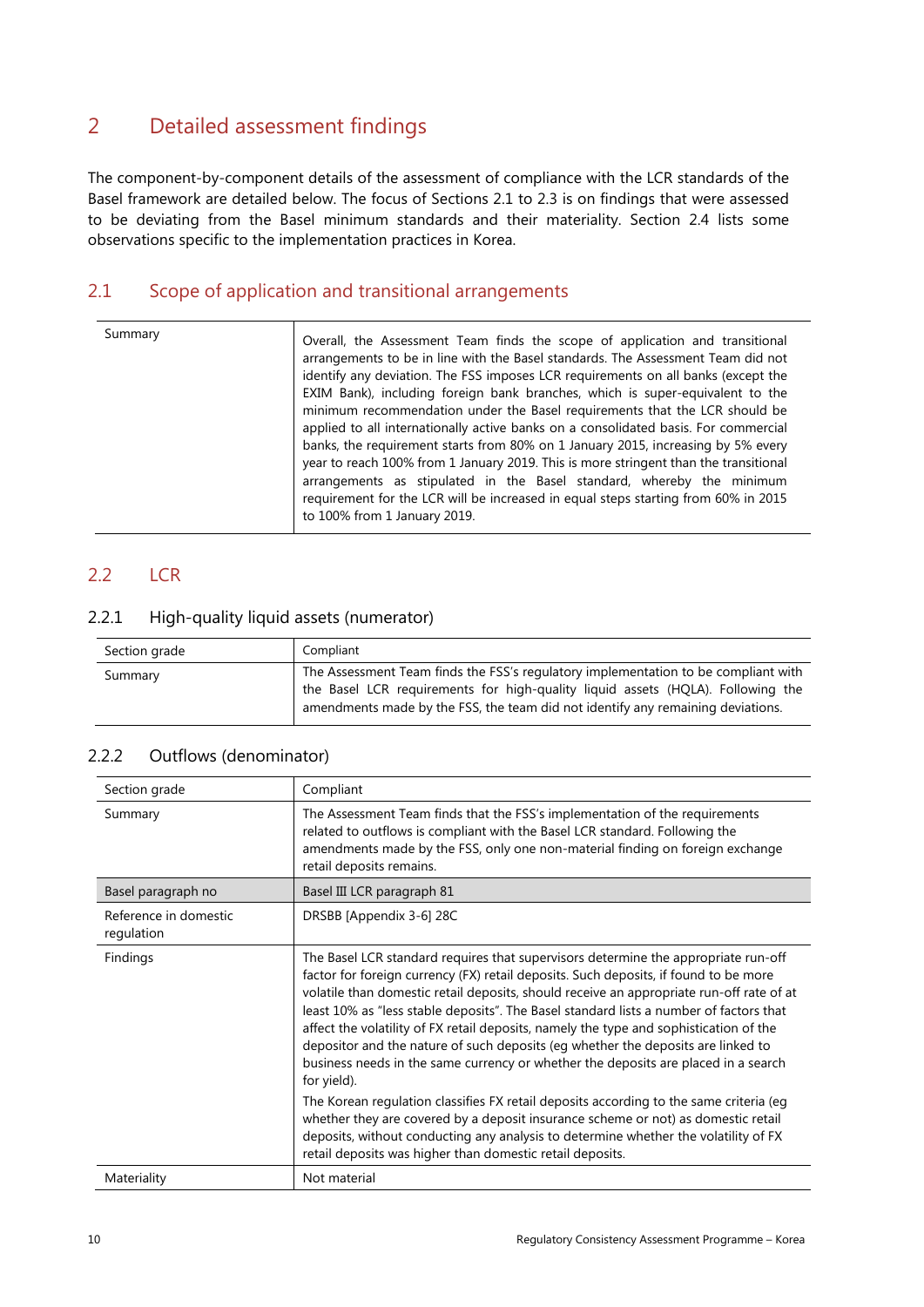# 2 Detailed assessment findings

The component-by-component details of the assessment of compliance with the LCR standards of the Basel framework are detailed below. The focus of Sections 2.1 to 2.3 is on findings that were assessed to be deviating from the Basel minimum standards and their materiality. Section 2.4 lists some observations specific to the implementation practices in Korea.

## 2.1 Scope of application and transitional arrangements

| | |
|---|---|
| Summary | Overall, the Assessment Team finds the scope of application and transitional arrangements to be in line with the Basel standards. The Assessment Team did not identify any deviation. The FSS imposes LCR requirements on all banks (except the EXIM Bank), including foreign bank branches, which is super-equivalent to the minimum recommendation under the Basel requirements that the LCR should be applied to all internationally active banks on a consolidated basis. For commercial banks, the requirement starts from 80% on 1 January 2015, increasing by 5% every year to reach 100% from 1 January 2019. This is more stringent than the transitional arrangements as stipulated in the Basel standard, whereby the minimum requirement for the LCR will be increased in equal steps starting from 60% in 2015 to 100% from 1 January 2019. |

## 2.2 LCR

### 2.2.1 High-quality liquid assets (numerator)

| | |
|---|---|
| Section grade | Compliant |
| Summary | The Assessment Team finds the FSS's regulatory implementation to be compliant with the Basel LCR requirements for high-quality liquid assets (HQLA). Following the amendments made by the FSS, the team did not identify any remaining deviations. |

### 2.2.2 Outflows (denominator)

| | |
|---|---|
| Section grade | Compliant |
| Summary | The Assessment Team finds that the FSS's implementation of the requirements related to outflows is compliant with the Basel LCR standard. Following the amendments made by the FSS, only one non-material finding on foreign exchange retail deposits remains. |
| Basel paragraph no | Basel III LCR paragraph 81 |
| Reference in domestic regulation | DRSBB [Appendix 3-6] 28C |
| Findings | The Basel LCR standard requires that supervisors determine the appropriate run-off factor for foreign currency (FX) retail deposits. Such deposits, if found to be more volatile than domestic retail deposits, should receive an appropriate run-off rate of at least 10% as "less stable deposits". The Basel standard lists a number of factors that affect the volatility of FX retail deposits, namely the type and sophistication of the depositor and the nature of such deposits (eg whether the deposits are linked to business needs in the same currency or whether the deposits are placed in a search for yield).<br><br>The Korean regulation classifies FX retail deposits according to the same criteria (eg whether they are covered by a deposit insurance scheme or not) as domestic retail deposits, without conducting any analysis to determine whether the volatility of FX retail deposits was higher than domestic retail deposits. |
| Materiality | Not material |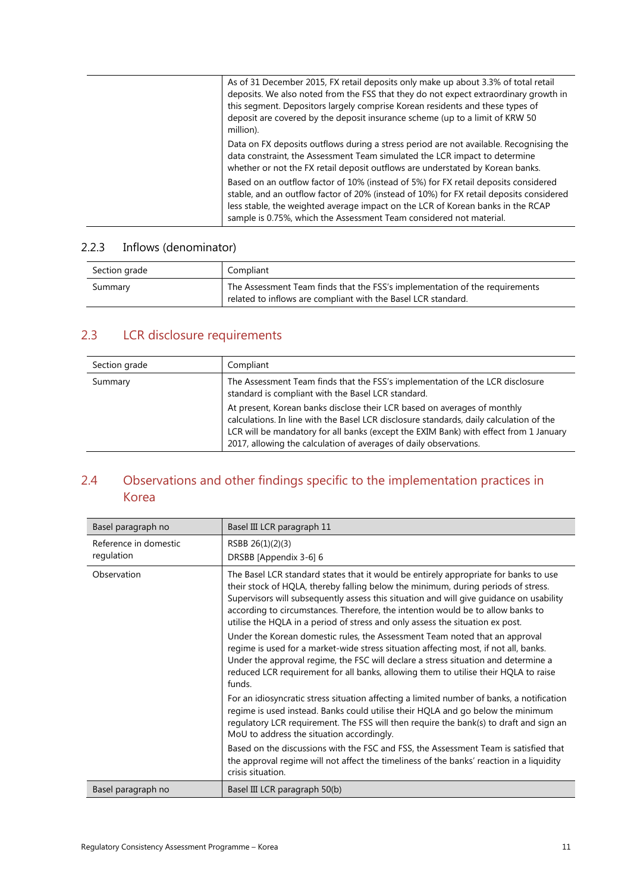| | |
|---|---|
| | As of 31 December 2015, FX retail deposits only make up about 3.3% of total retail deposits. We also noted from the FSS that they do not expect extraordinary growth in this segment. Depositors largely comprise Korean residents and these types of deposit are covered by the deposit insurance scheme (up to a limit of KRW 50 million).<br><br>Data on FX deposits outflows during a stress period are not available. Recognising the data constraint, the Assessment Team simulated the LCR impact to determine whether or not the FX retail deposit outflows are understated by Korean banks.<br><br>Based on an outflow factor of 10% (instead of 5%) for FX retail deposits considered stable, and an outflow factor of 20% (instead of 10%) for FX retail deposits considered less stable, the weighted average impact on the LCR of Korean banks in the RCAP sample is 0.75%, which the Assessment Team considered not material. |

### 2.2.3 Inflows (denominator)

| Section grade | Compliant |
|---|---|
| Summary | The Assessment Team finds that the FSS's implementation of the requirements related to inflows are compliant with the Basel LCR standard. |

## 2.3 LCR disclosure requirements

| Section grade | Compliant |
|---|---|
| Summary | The Assessment Team finds that the FSS's implementation of the LCR disclosure standard is compliant with the Basel LCR standard.<br><br>At present, Korean banks disclose their LCR based on averages of monthly calculations. In line with the Basel LCR disclosure standards, daily calculation of the LCR will be mandatory for all banks (except the EXIM Bank) with effect from 1 January 2017, allowing the calculation of averages of daily observations. |

## 2.4 Observations and other findings specific to the implementation practices in Korea

| Basel paragraph no | Basel III LCR paragraph 11 |
|---|---|
| Reference in domestic regulation | RSBB 26(1)(2)(3)<br>DRSBB [Appendix 3-6] 6 |
| Observation | The Basel LCR standard states that it would be entirely appropriate for banks to use their stock of HQLA, thereby falling below the minimum, during periods of stress. Supervisors will subsequently assess this situation and will give guidance on usability according to circumstances. Therefore, the intention would be to allow banks to utilise the HQLA in a period of stress and only assess the situation ex post.<br><br>Under the Korean domestic rules, the Assessment Team noted that an approval regime is used for a market-wide stress situation affecting most, if not all, banks. Under the approval regime, the FSC will declare a stress situation and determine a reduced LCR requirement for all banks, allowing them to utilise their HQLA to raise funds.<br><br>For an idiosyncratic stress situation affecting a limited number of banks, a notification regime is used instead. Banks could utilise their HQLA and go below the minimum regulatory LCR requirement. The FSS will then require the bank(s) to draft and sign an MoU to address the situation accordingly.<br><br>Based on the discussions with the FSC and FSS, the Assessment Team is satisfied that the approval regime will not affect the timeliness of the banks' reaction in a liquidity crisis situation. |
| Basel paragraph no | Basel III LCR paragraph 50(b) |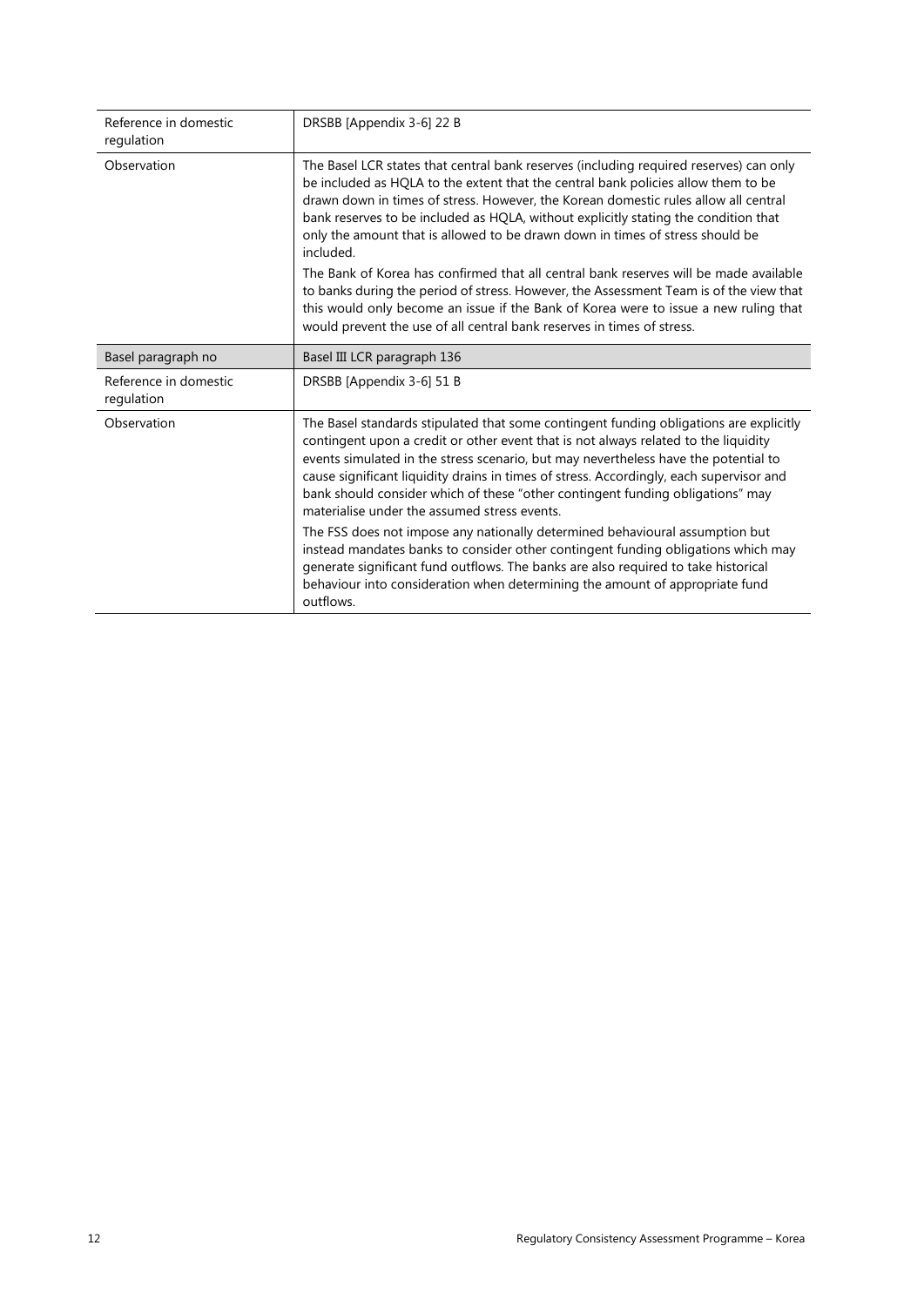| | |
|---|---|
| Reference in domestic regulation | DRSBB [Appendix 3-6] 22 B |
| Observation | The Basel LCR states that central bank reserves (including required reserves) can only be included as HQLA to the extent that the central bank policies allow them to be drawn down in times of stress. However, the Korean domestic rules allow all central bank reserves to be included as HQLA, without explicitly stating the condition that only the amount that is allowed to be drawn down in times of stress should be included.<br><br>The Bank of Korea has confirmed that all central bank reserves will be made available to banks during the period of stress. However, the Assessment Team is of the view that this would only become an issue if the Bank of Korea were to issue a new ruling that would prevent the use of all central bank reserves in times of stress. |
| Basel paragraph no | Basel III LCR paragraph 136 |
| Reference in domestic regulation | DRSBB [Appendix 3-6] 51 B |
| Observation | The Basel standards stipulated that some contingent funding obligations are explicitly contingent upon a credit or other event that is not always related to the liquidity events simulated in the stress scenario, but may nevertheless have the potential to cause significant liquidity drains in times of stress. Accordingly, each supervisor and bank should consider which of these "other contingent funding obligations" may materialise under the assumed stress events.<br><br>The FSS does not impose any nationally determined behavioural assumption but instead mandates banks to consider other contingent funding obligations which may generate significant fund outflows. The banks are also required to take historical behaviour into consideration when determining the amount of appropriate fund outflows. |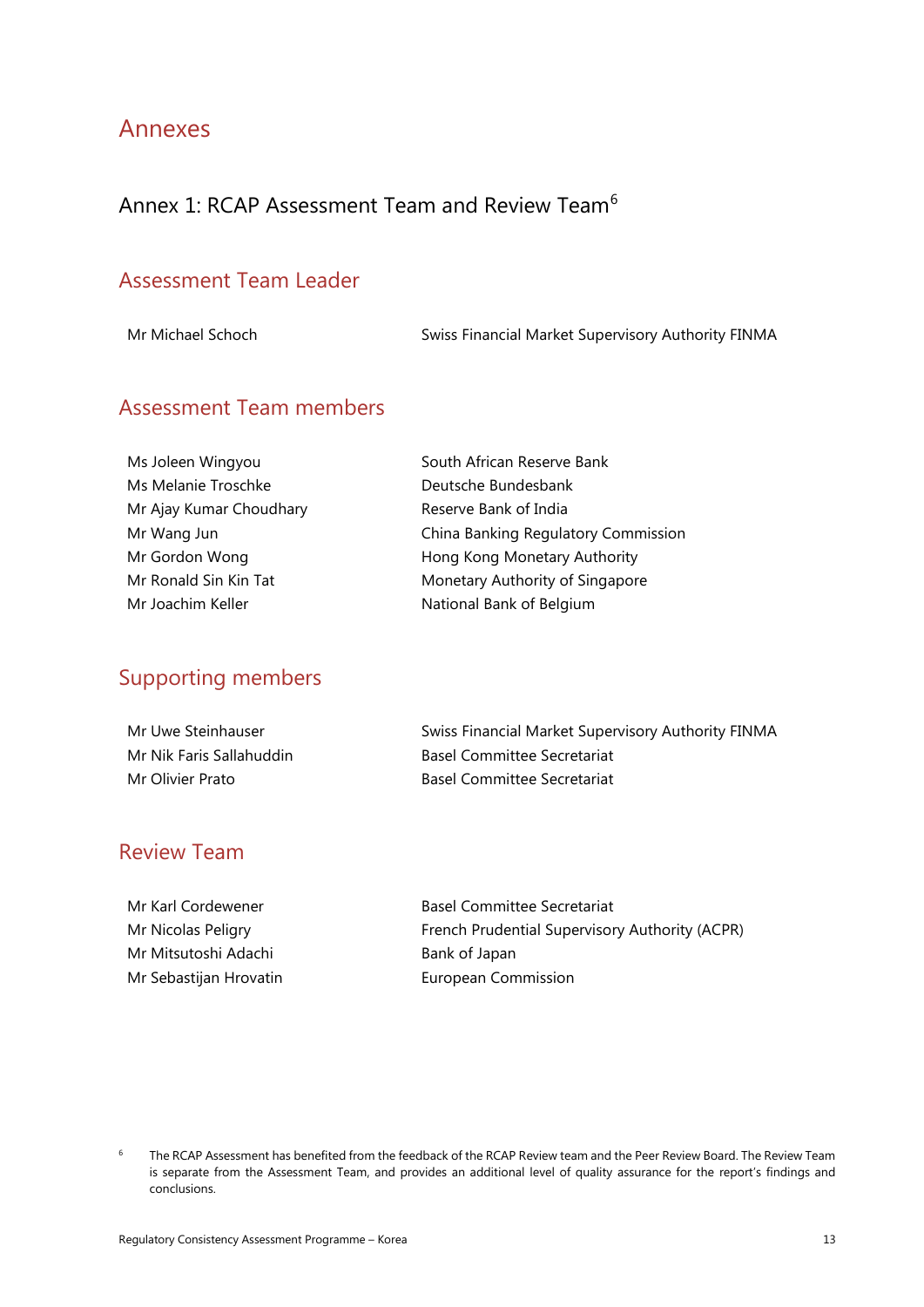# Annexes

## Annex 1: RCAP Assessment Team and Review Team[6]

### Assessment Team Leader

| | |
|---|---|
| Mr Michael Schoch | Swiss Financial Market Supervisory Authority FINMA |

### Assessment Team members

| | |
|---|---|
| Ms Joleen Wingyou | South African Reserve Bank |
| Ms Melanie Troschke | Deutsche Bundesbank |
| Mr Ajay Kumar Choudhary | Reserve Bank of India |
| Mr Wang Jun | China Banking Regulatory Commission |
| Mr Gordon Wong | Hong Kong Monetary Authority |
| Mr Ronald Sin Kin Tat | Monetary Authority of Singapore |
| Mr Joachim Keller | National Bank of Belgium |

### Supporting members

| | |
|---|---|
| Mr Uwe Steinhauser | Swiss Financial Market Supervisory Authority FINMA |
| Mr Nik Faris Sallahuddin | Basel Committee Secretariat |
| Mr Olivier Prato | Basel Committee Secretariat |

### Review Team

| | |
|---|---|
| Mr Karl Cordewener | Basel Committee Secretariat |
| Mr Nicolas Peligry | French Prudential Supervisory Authority (ACPR) |
| Mr Mitsutoshi Adachi | Bank of Japan |
| Mr Sebastijan Hrovatin | European Commission |

[6] The RCAP Assessment has benefited from the feedback of the RCAP Review team and the Peer Review Board. The Review Team is separate from the Assessment Team, and provides an additional level of quality assurance for the report's findings and conclusions.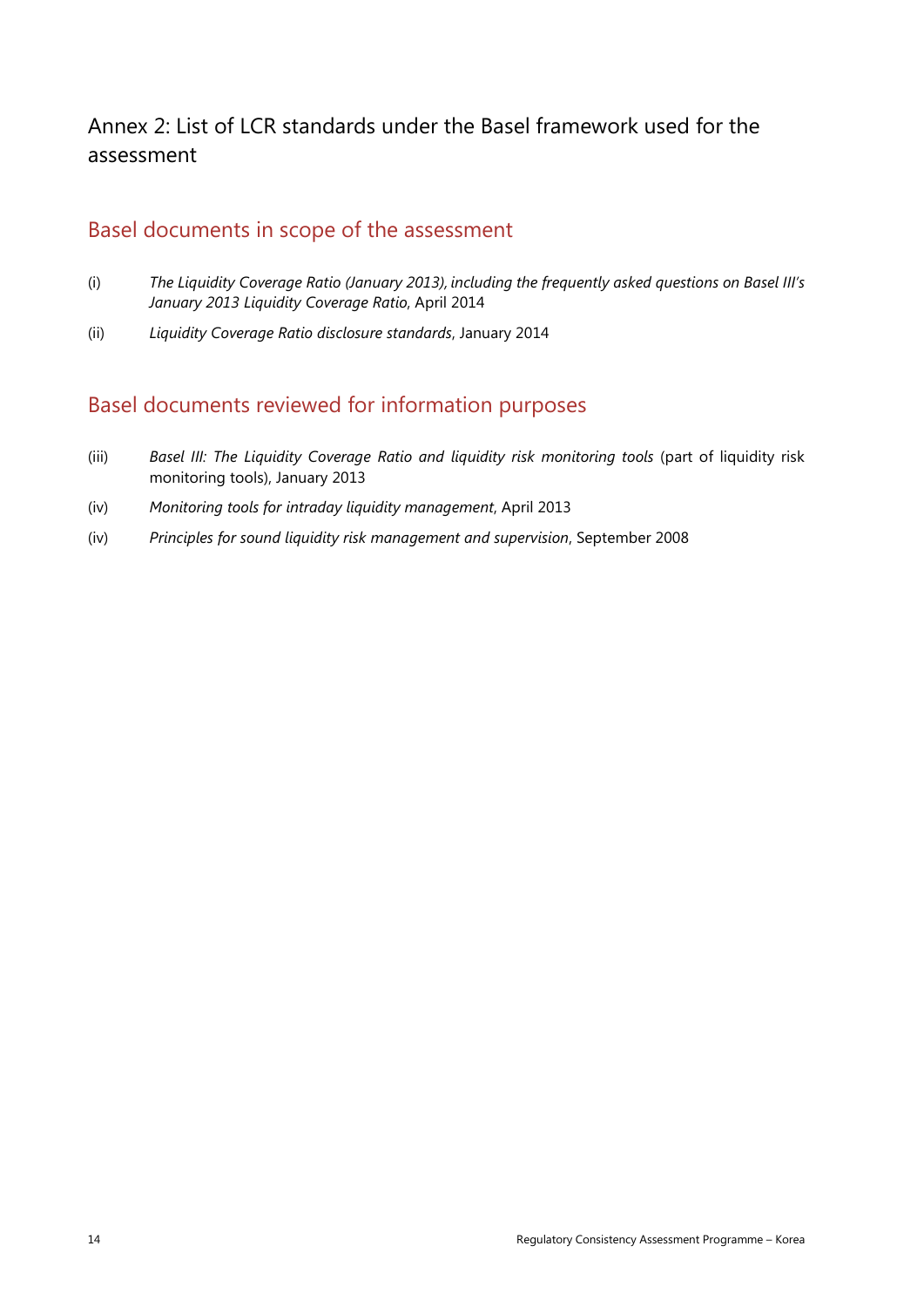# Annex 2: List of LCR standards under the Basel framework used for the assessment

## Basel documents in scope of the assessment

(i) *The Liquidity Coverage Ratio (January 2013), including the frequently asked questions on Basel III's January 2013 Liquidity Coverage Ratio*, April 2014

(ii) *Liquidity Coverage Ratio disclosure standards*, January 2014

## Basel documents reviewed for information purposes

(iii) *Basel III: The Liquidity Coverage Ratio and liquidity risk monitoring tools* (part of liquidity risk monitoring tools), January 2013

(iv) *Monitoring tools for intraday liquidity management*, April 2013

(iv) *Principles for sound liquidity risk management and supervision*, September 2008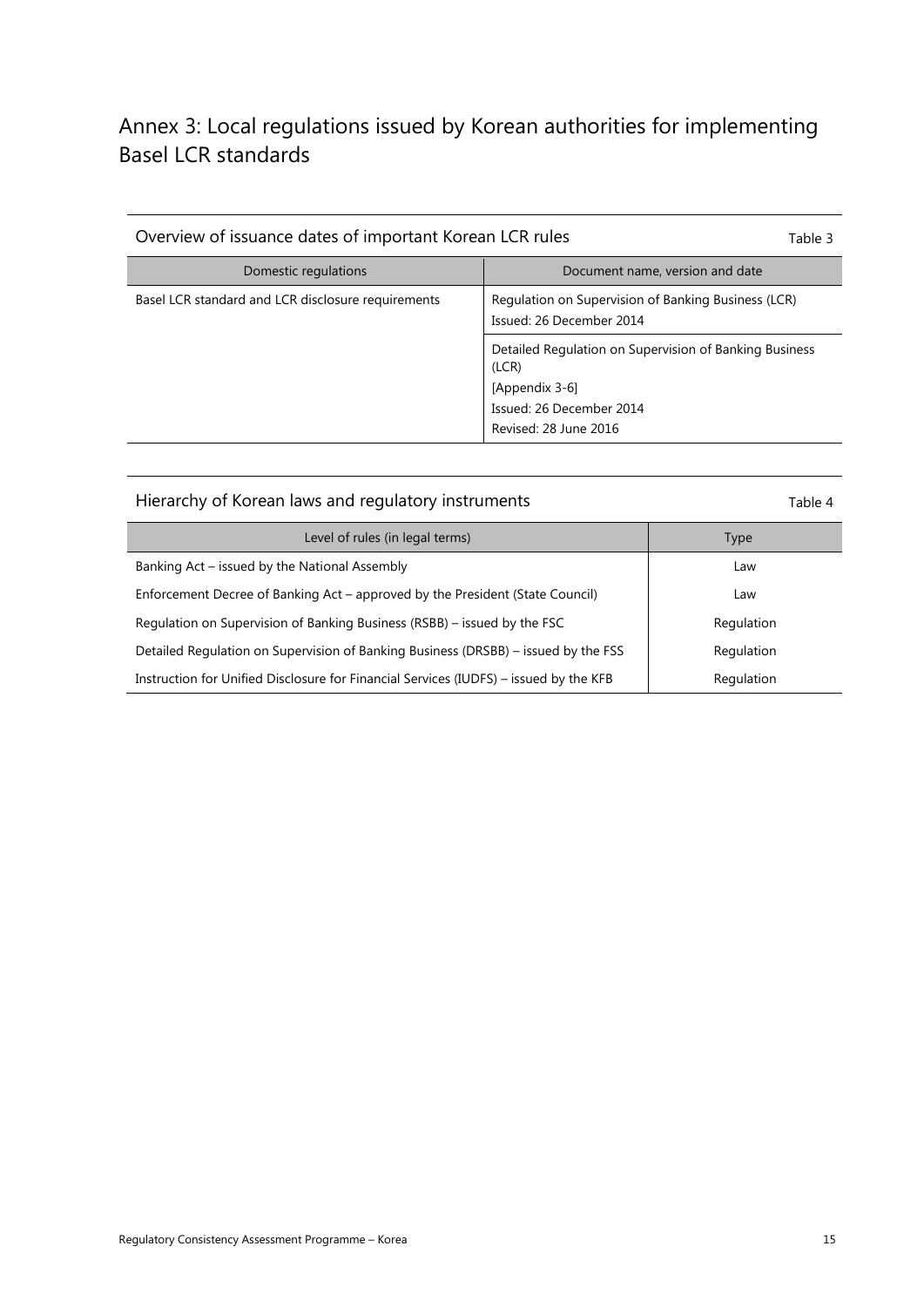# Annex 3: Local regulations issued by Korean authorities for implementing Basel LCR standards

Overview of issuance dates of important Korean LCR rules — Table 3

| Domestic regulations | Document name, version and date |
|---|---|
| Basel LCR standard and LCR disclosure requirements | Regulation on Supervision of Banking Business (LCR)<br>Issued: 26 December 2014 |
| | Detailed Regulation on Supervision of Banking Business (LCR)<br>[Appendix 3-6]<br>Issued: 26 December 2014<br>Revised: 28 June 2016 |

Hierarchy of Korean laws and regulatory instruments — Table 4

| Level of rules (in legal terms) | Type |
|---|---|
| Banking Act – issued by the National Assembly | Law |
| Enforcement Decree of Banking Act – approved by the President (State Council) | Law |
| Regulation on Supervision of Banking Business (RSBB) – issued by the FSC | Regulation |
| Detailed Regulation on Supervision of Banking Business (DRSBB) – issued by the FSS | Regulation |
| Instruction for Unified Disclosure for Financial Services (IUDFS) – issued by the KFB | Regulation |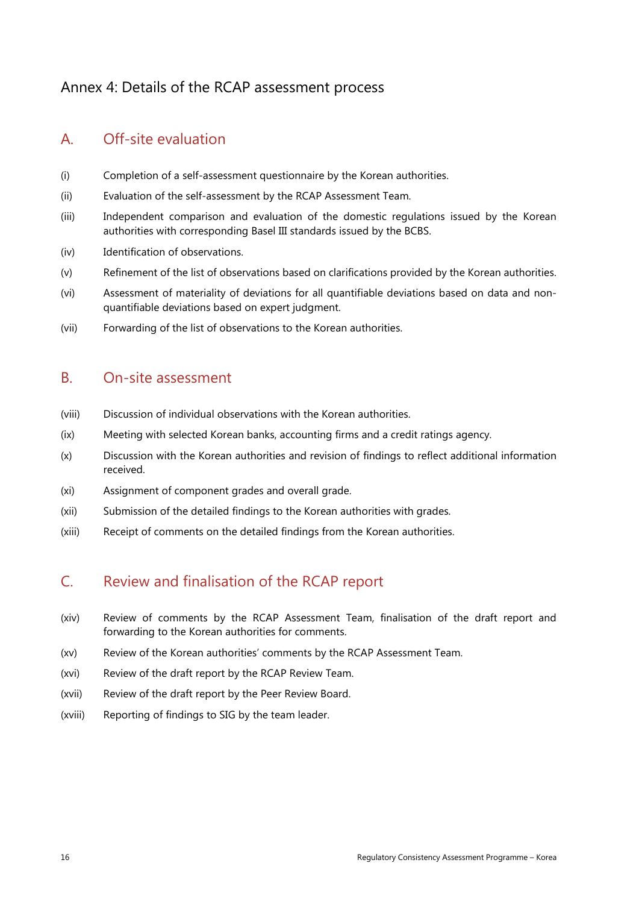# Annex 4: Details of the RCAP assessment process

## A. Off-site evaluation

(i) Completion of a self-assessment questionnaire by the Korean authorities.

(ii) Evaluation of the self-assessment by the RCAP Assessment Team.

(iii) Independent comparison and evaluation of the domestic regulations issued by the Korean authorities with corresponding Basel III standards issued by the BCBS.

(iv) Identification of observations.

(v) Refinement of the list of observations based on clarifications provided by the Korean authorities.

(vi) Assessment of materiality of deviations for all quantifiable deviations based on data and non-quantifiable deviations based on expert judgment.

(vii) Forwarding of the list of observations to the Korean authorities.

## B. On-site assessment

(viii) Discussion of individual observations with the Korean authorities.

(ix) Meeting with selected Korean banks, accounting firms and a credit ratings agency.

(x) Discussion with the Korean authorities and revision of findings to reflect additional information received.

(xi) Assignment of component grades and overall grade.

(xii) Submission of the detailed findings to the Korean authorities with grades.

(xiii) Receipt of comments on the detailed findings from the Korean authorities.

## C. Review and finalisation of the RCAP report

(xiv) Review of comments by the RCAP Assessment Team, finalisation of the draft report and forwarding to the Korean authorities for comments.

(xv) Review of the Korean authorities' comments by the RCAP Assessment Team.

(xvi) Review of the draft report by the RCAP Review Team.

(xvii) Review of the draft report by the Peer Review Board.

(xviii) Reporting of findings to SIG by the team leader.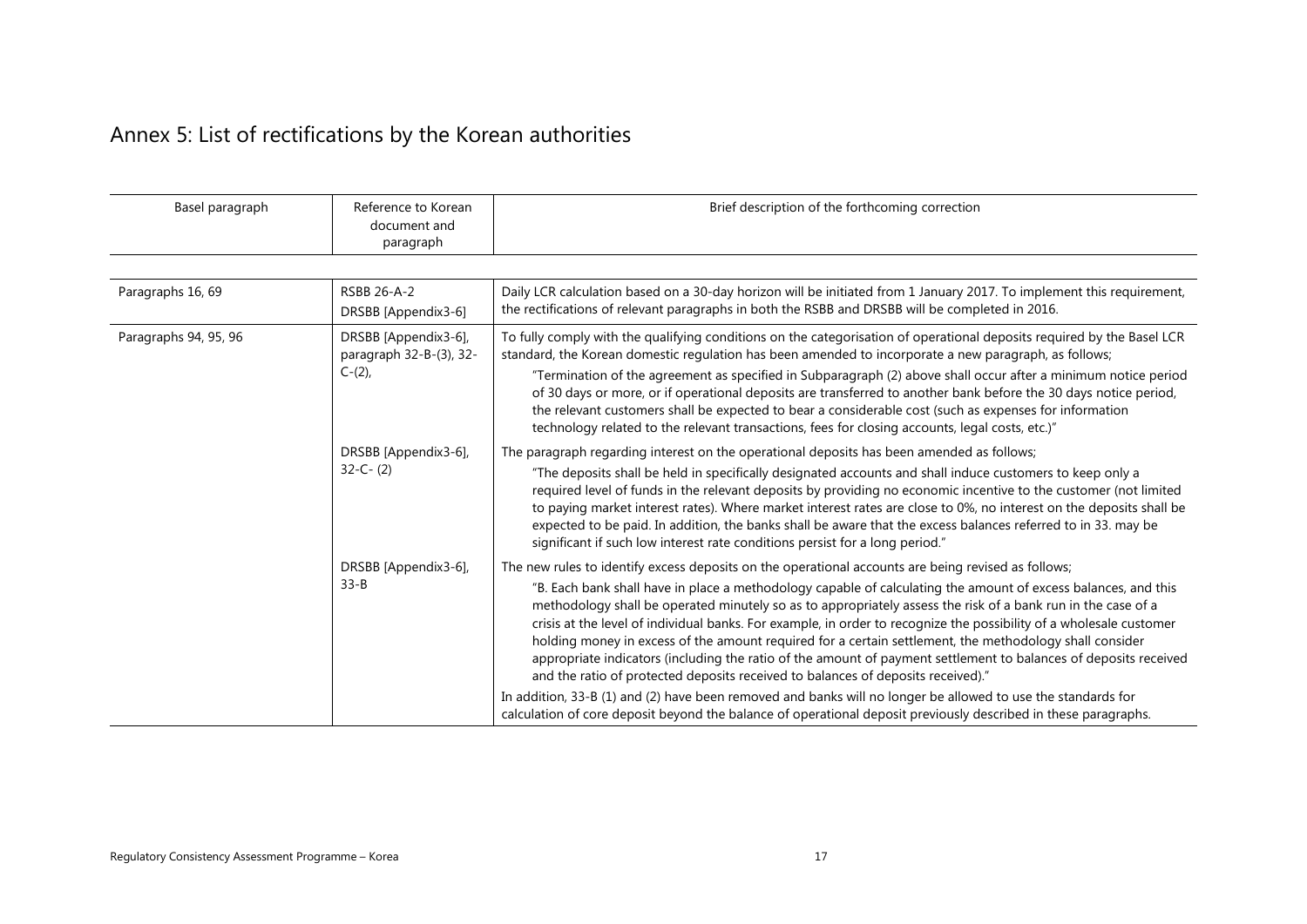## Annex 5: List of rectifications by the Korean authorities

| Basel paragraph | Reference to Korean document and paragraph | Brief description of the forthcoming correction |
|---|---|---|
| Paragraphs 16, 69 | RSBB 26-A-2<br>DRSBB [Appendix3-6] | Daily LCR calculation based on a 30-day horizon will be initiated from 1 January 2017. To implement this requirement, the rectifications of relevant paragraphs in both the RSBB and DRSBB will be completed in 2016. |
| Paragraphs 94, 95, 96 | DRSBB [Appendix3-6], paragraph 32-B-(3), 32-C-(2), | To fully comply with the qualifying conditions on the categorisation of operational deposits required by the Basel LCR standard, the Korean domestic regulation has been amended to incorporate a new paragraph, as follows;<br>"Termination of the agreement as specified in Subparagraph (2) above shall occur after a minimum notice period of 30 days or more, or if operational deposits are transferred to another bank before the 30 days notice period, the relevant customers shall be expected to bear a considerable cost (such as expenses for information technology related to the relevant transactions, fees for closing accounts, legal costs, etc.)" |
| | DRSBB [Appendix3-6], 32-C- (2) | The paragraph regarding interest on the operational deposits has been amended as follows;<br>"The deposits shall be held in specifically designated accounts and shall induce customers to keep only a required level of funds in the relevant deposits by providing no economic incentive to the customer (not limited to paying market interest rates). Where market interest rates are close to 0%, no interest on the deposits shall be expected to be paid. In addition, the banks shall be aware that the excess balances referred to in 33. may be significant if such low interest rate conditions persist for a long period." |
| | DRSBB [Appendix3-6], 33-B | The new rules to identify excess deposits on the operational accounts are being revised as follows;<br>"B. Each bank shall have in place a methodology capable of calculating the amount of excess balances, and this methodology shall be operated minutely so as to appropriately assess the risk of a bank run in the case of a crisis at the level of individual banks. For example, in order to recognize the possibility of a wholesale customer holding money in excess of the amount required for a certain settlement, the methodology shall consider appropriate indicators (including the ratio of the amount of payment settlement to balances of deposits received and the ratio of protected deposits received to balances of deposits received)."<br>In addition, 33-B (1) and (2) have been removed and banks will no longer be allowed to use the standards for calculation of core deposit beyond the balance of operational deposit previously described in these paragraphs. |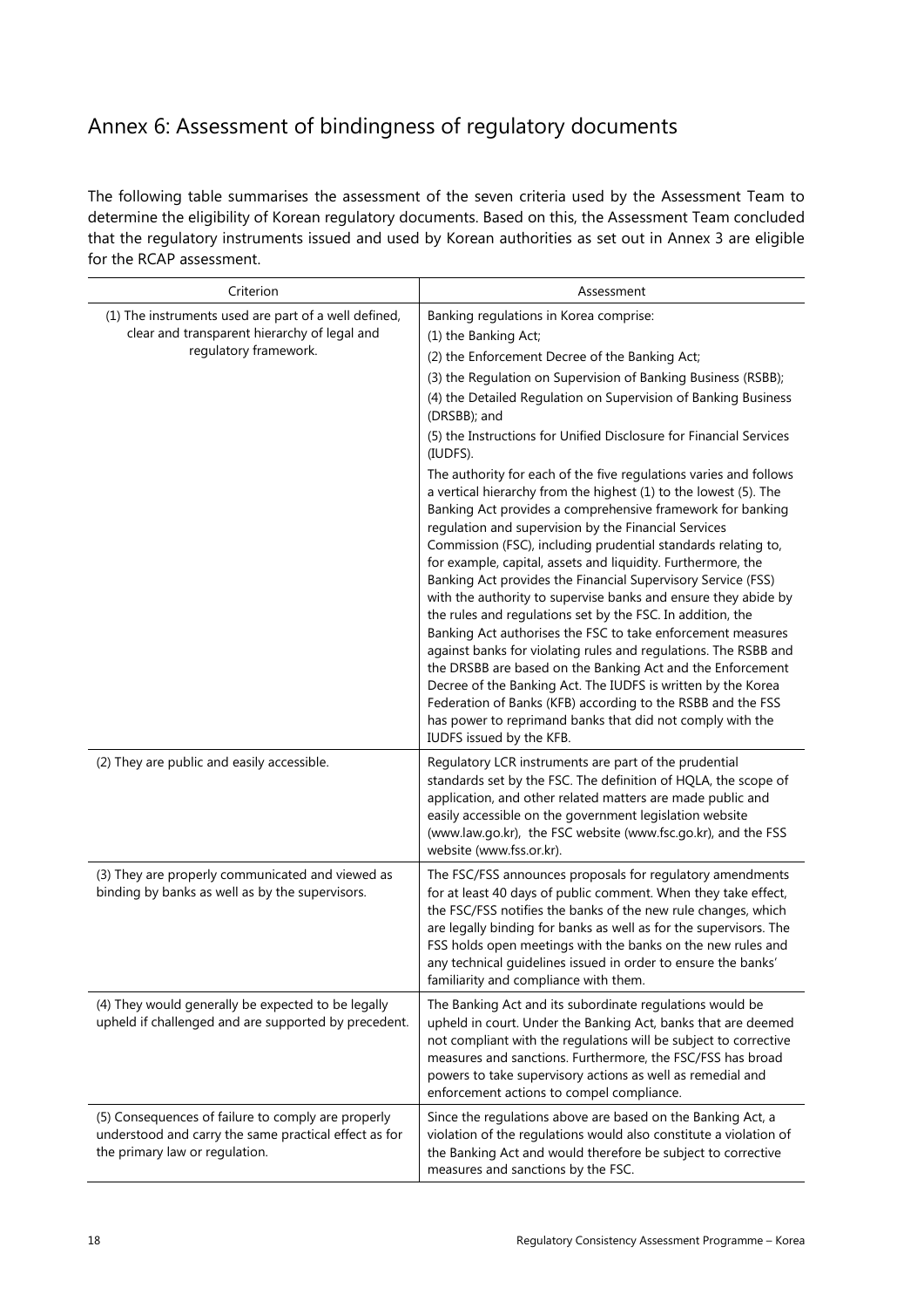## Annex 6: Assessment of bindingness of regulatory documents

The following table summarises the assessment of the seven criteria used by the Assessment Team to determine the eligibility of Korean regulatory documents. Based on this, the Assessment Team concluded that the regulatory instruments issued and used by Korean authorities as set out in Annex 3 are eligible for the RCAP assessment.

| Criterion | Assessment |
|---|---|
| (1) The instruments used are part of a well defined, clear and transparent hierarchy of legal and regulatory framework. | Banking regulations in Korea comprise:<br>(1) the Banking Act;<br>(2) the Enforcement Decree of the Banking Act;<br>(3) the Regulation on Supervision of Banking Business (RSBB);<br>(4) the Detailed Regulation on Supervision of Banking Business (DRSBB); and<br>(5) the Instructions for Unified Disclosure for Financial Services (IUDFS).<br>The authority for each of the five regulations varies and follows a vertical hierarchy from the highest (1) to the lowest (5). The Banking Act provides a comprehensive framework for banking regulation and supervision by the Financial Services Commission (FSC), including prudential standards relating to, for example, capital, assets and liquidity. Furthermore, the Banking Act provides the Financial Supervisory Service (FSS) with the authority to supervise banks and ensure they abide by the rules and regulations set by the FSC. In addition, the Banking Act authorises the FSC to take enforcement measures against banks for violating rules and regulations. The RSBB and the DRSBB are based on the Banking Act and the Enforcement Decree of the Banking Act. The IUDFS is written by the Korea Federation of Banks (KFB) according to the RSBB and the FSS has power to reprimand banks that did not comply with the IUDFS issued by the KFB. |
| (2) They are public and easily accessible. | Regulatory LCR instruments are part of the prudential standards set by the FSC. The definition of HQLA, the scope of application, and other related matters are made public and easily accessible on the government legislation website (www.law.go.kr), the FSC website (www.fsc.go.kr), and the FSS website (www.fss.or.kr). |
| (3) They are properly communicated and viewed as binding by banks as well as by the supervisors. | The FSC/FSS announces proposals for regulatory amendments for at least 40 days of public comment. When they take effect, the FSC/FSS notifies the banks of the new rule changes, which are legally binding for banks as well as for the supervisors. The FSS holds open meetings with the banks on the new rules and any technical guidelines issued in order to ensure the banks' familiarity and compliance with them. |
| (4) They would generally be expected to be legally upheld if challenged and are supported by precedent. | The Banking Act and its subordinate regulations would be upheld in court. Under the Banking Act, banks that are deemed not compliant with the regulations will be subject to corrective measures and sanctions. Furthermore, the FSC/FSS has broad powers to take supervisory actions as well as remedial and enforcement actions to compel compliance. |
| (5) Consequences of failure to comply are properly understood and carry the same practical effect as for the primary law or regulation. | Since the regulations above are based on the Banking Act, a violation of the regulations would also constitute a violation of the Banking Act and would therefore be subject to corrective measures and sanctions by the FSC. |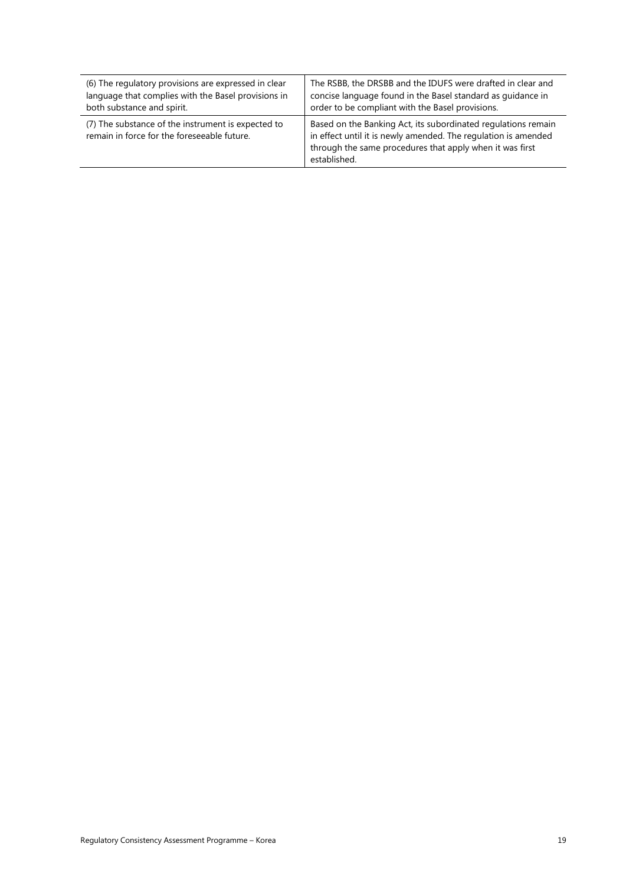| | |
|---|---|
| (6) The regulatory provisions are expressed in clear language that complies with the Basel provisions in both substance and spirit. | The RSBB, the DRSBB and the IDUFS were drafted in clear and concise language found in the Basel standard as guidance in order to be compliant with the Basel provisions. |
| (7) The substance of the instrument is expected to remain in force for the foreseeable future. | Based on the Banking Act, its subordinated regulations remain in effect until it is newly amended. The regulation is amended through the same procedures that apply when it was first established. |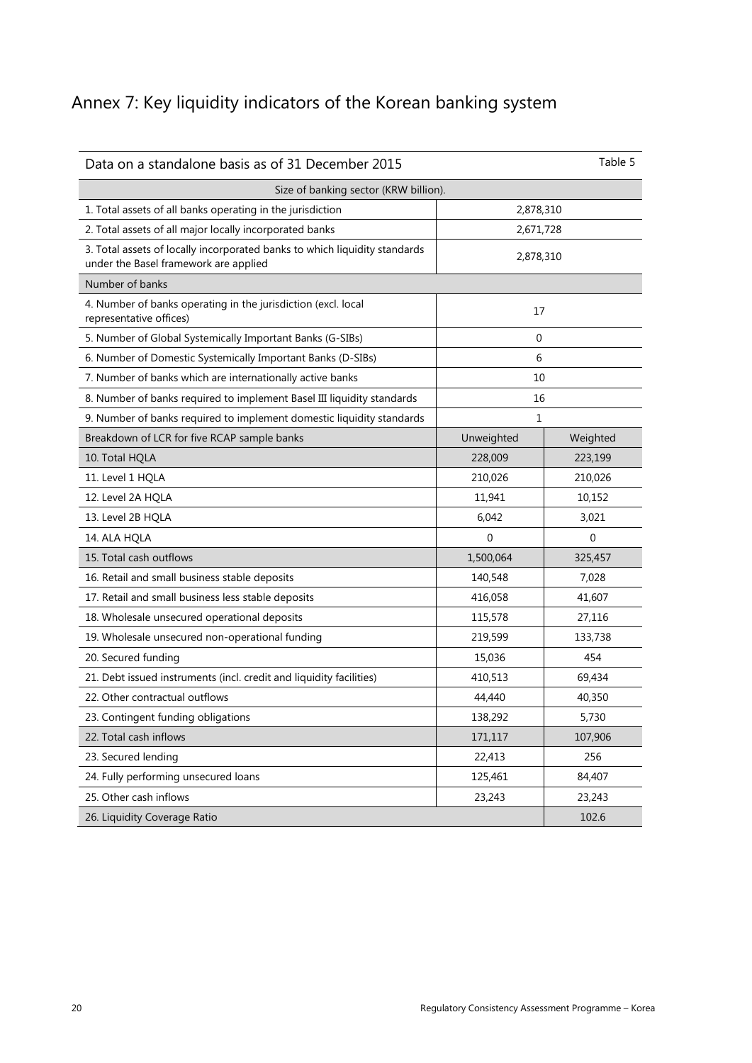# Annex 7: Key liquidity indicators of the Korean banking system

| Data on a standalone basis as of 31 December 2015 | | Table 5 |
|---|---|---|
| Size of banking sector (KRW billion). | | |
| 1. Total assets of all banks operating in the jurisdiction | 2,878,310 | |
| 2. Total assets of all major locally incorporated banks | 2,671,728 | |
| 3. Total assets of locally incorporated banks to which liquidity standards under the Basel framework are applied | 2,878,310 | |
| Number of banks | | |
| 4. Number of banks operating in the jurisdiction (excl. local representative offices) | 17 | |
| 5. Number of Global Systemically Important Banks (G-SIBs) | 0 | |
| 6. Number of Domestic Systemically Important Banks (D-SIBs) | 6 | |
| 7. Number of banks which are internationally active banks | 10 | |
| 8. Number of banks required to implement Basel III liquidity standards | 16 | |
| 9. Number of banks required to implement domestic liquidity standards | 1 | |
| Breakdown of LCR for five RCAP sample banks | Unweighted | Weighted |
| 10. Total HQLA | 228,009 | 223,199 |
| 11. Level 1 HQLA | 210,026 | 210,026 |
| 12. Level 2A HQLA | 11,941 | 10,152 |
| 13. Level 2B HQLA | 6,042 | 3,021 |
| 14. ALA HQLA | 0 | 0 |
| 15. Total cash outflows | 1,500,064 | 325,457 |
| 16. Retail and small business stable deposits | 140,548 | 7,028 |
| 17. Retail and small business less stable deposits | 416,058 | 41,607 |
| 18. Wholesale unsecured operational deposits | 115,578 | 27,116 |
| 19. Wholesale unsecured non-operational funding | 219,599 | 133,738 |
| 20. Secured funding | 15,036 | 454 |
| 21. Debt issued instruments (incl. credit and liquidity facilities) | 410,513 | 69,434 |
| 22. Other contractual outflows | 44,440 | 40,350 |
| 23. Contingent funding obligations | 138,292 | 5,730 |
| 22. Total cash inflows | 171,117 | 107,906 |
| 23. Secured lending | 22,413 | 256 |
| 24. Fully performing unsecured loans | 125,461 | 84,407 |
| 25. Other cash inflows | 23,243 | 23,243 |
| 26. Liquidity Coverage Ratio | | 102.6 |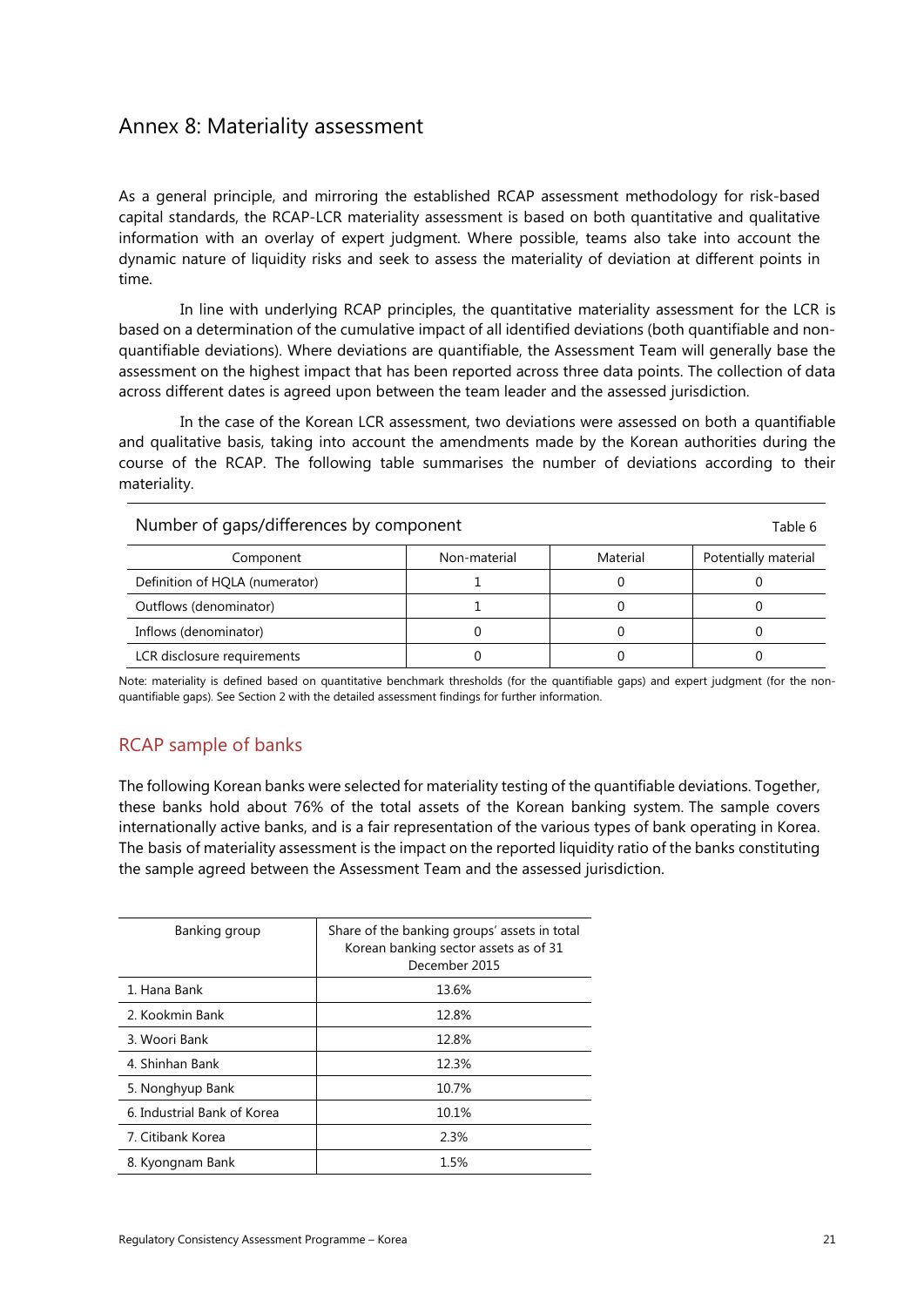# Annex 8: Materiality assessment

As a general principle, and mirroring the established RCAP assessment methodology for risk-based capital standards, the RCAP-LCR materiality assessment is based on both quantitative and qualitative information with an overlay of expert judgment. Where possible, teams also take into account the dynamic nature of liquidity risks and seek to assess the materiality of deviation at different points in time.

In line with underlying RCAP principles, the quantitative materiality assessment for the LCR is based on a determination of the cumulative impact of all identified deviations (both quantifiable and non-quantifiable deviations). Where deviations are quantifiable, the Assessment Team will generally base the assessment on the highest impact that has been reported across three data points. The collection of data across different dates is agreed upon between the team leader and the assessed jurisdiction.

In the case of the Korean LCR assessment, two deviations were assessed on both a quantifiable and qualitative basis, taking into account the amendments made by the Korean authorities during the course of the RCAP. The following table summarises the number of deviations according to their materiality.

Number of gaps/differences by component — Table 6

| Component | Non-material | Material | Potentially material |
|---|---|---|---|
| Definition of HQLA (numerator) | 1 | 0 | 0 |
| Outflows (denominator) | 1 | 0 | 0 |
| Inflows (denominator) | 0 | 0 | 0 |
| LCR disclosure requirements | 0 | 0 | 0 |

Note: materiality is defined based on quantitative benchmark thresholds (for the quantifiable gaps) and expert judgment (for the non-quantifiable gaps). See Section 2 with the detailed assessment findings for further information.

## RCAP sample of banks

The following Korean banks were selected for materiality testing of the quantifiable deviations. Together, these banks hold about 76% of the total assets of the Korean banking system. The sample covers internationally active banks, and is a fair representation of the various types of bank operating in Korea. The basis of materiality assessment is the impact on the reported liquidity ratio of the banks constituting the sample agreed between the Assessment Team and the assessed jurisdiction.

| Banking group | Share of the banking groups' assets in total Korean banking sector assets as of 31 December 2015 |
|---|---|
| 1. Hana Bank | 13.6% |
| 2. Kookmin Bank | 12.8% |
| 3. Woori Bank | 12.8% |
| 4. Shinhan Bank | 12.3% |
| 5. Nonghyup Bank | 10.7% |
| 6. Industrial Bank of Korea | 10.1% |
| 7. Citibank Korea | 2.3% |
| 8. Kyongnam Bank | 1.5% |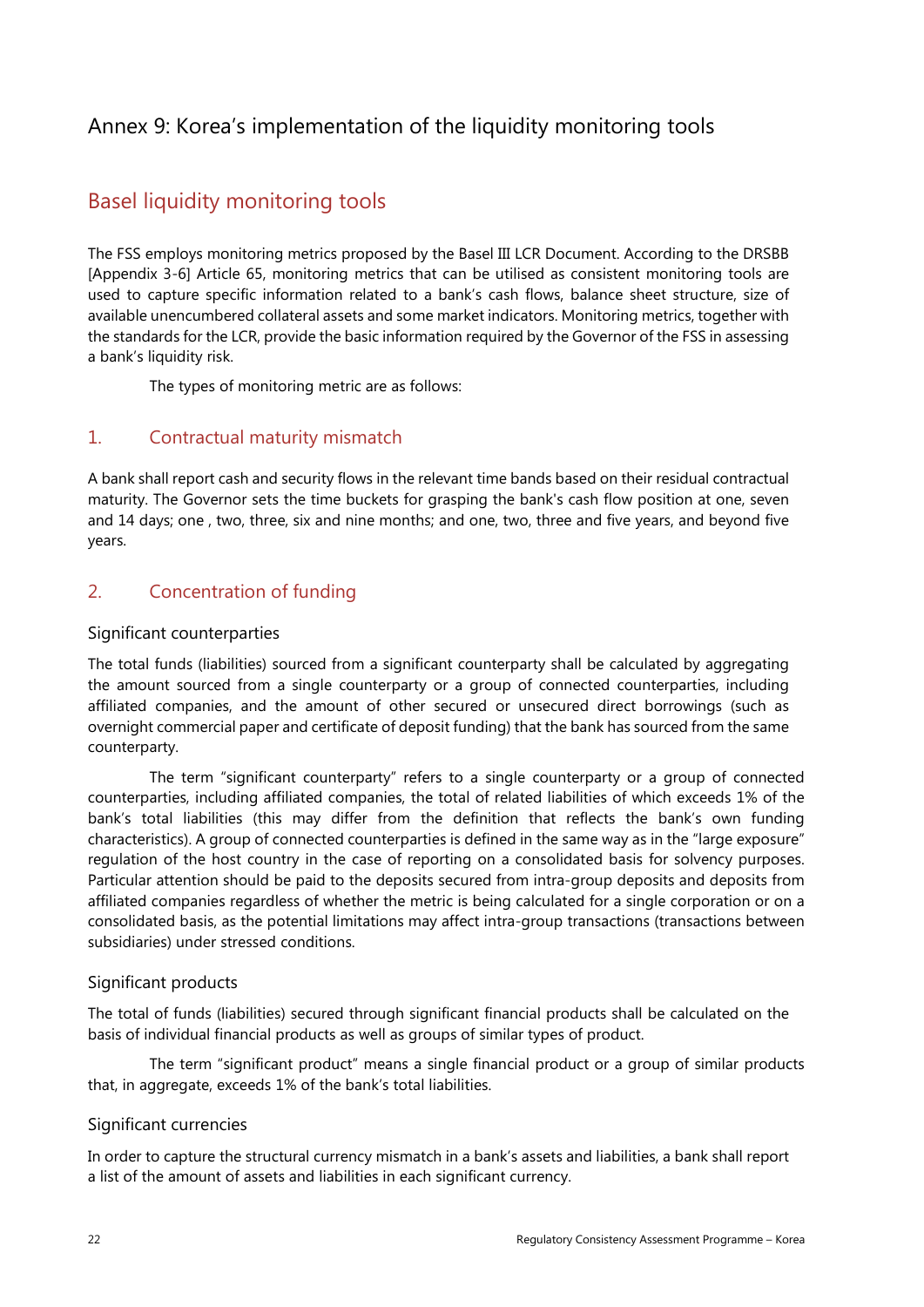# Annex 9: Korea's implementation of the liquidity monitoring tools

## Basel liquidity monitoring tools

The FSS employs monitoring metrics proposed by the Basel III LCR Document. According to the DRSBB [Appendix 3-6] Article 65, monitoring metrics that can be utilised as consistent monitoring tools are used to capture specific information related to a bank's cash flows, balance sheet structure, size of available unencumbered collateral assets and some market indicators. Monitoring metrics, together with the standards for the LCR, provide the basic information required by the Governor of the FSS in assessing a bank's liquidity risk.

The types of monitoring metric are as follows:

### 1. Contractual maturity mismatch

A bank shall report cash and security flows in the relevant time bands based on their residual contractual maturity. The Governor sets the time buckets for grasping the bank's cash flow position at one, seven and 14 days; one , two, three, six and nine months; and one, two, three and five years, and beyond five years.

### 2. Concentration of funding

#### Significant counterparties

The total funds (liabilities) sourced from a significant counterparty shall be calculated by aggregating the amount sourced from a single counterparty or a group of connected counterparties, including affiliated companies, and the amount of other secured or unsecured direct borrowings (such as overnight commercial paper and certificate of deposit funding) that the bank has sourced from the same counterparty.

The term "significant counterparty" refers to a single counterparty or a group of connected counterparties, including affiliated companies, the total of related liabilities of which exceeds 1% of the bank's total liabilities (this may differ from the definition that reflects the bank's own funding characteristics). A group of connected counterparties is defined in the same way as in the "large exposure" regulation of the host country in the case of reporting on a consolidated basis for solvency purposes. Particular attention should be paid to the deposits secured from intra-group deposits and deposits from affiliated companies regardless of whether the metric is being calculated for a single corporation or on a consolidated basis, as the potential limitations may affect intra-group transactions (transactions between subsidiaries) under stressed conditions.

#### Significant products

The total of funds (liabilities) secured through significant financial products shall be calculated on the basis of individual financial products as well as groups of similar types of product.

The term "significant product" means a single financial product or a group of similar products that, in aggregate, exceeds 1% of the bank's total liabilities.

#### Significant currencies

In order to capture the structural currency mismatch in a bank's assets and liabilities, a bank shall report a list of the amount of assets and liabilities in each significant currency.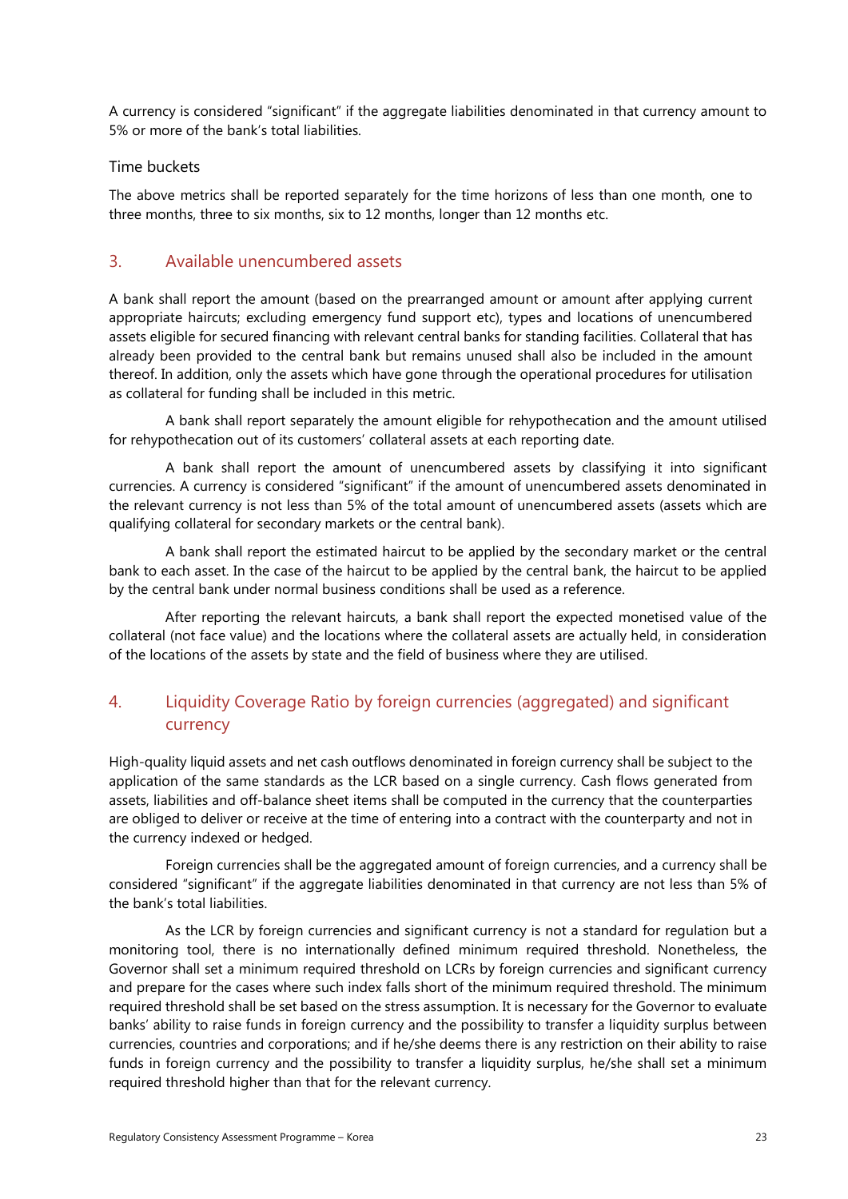A currency is considered "significant" if the aggregate liabilities denominated in that currency amount to 5% or more of the bank's total liabilities.

### Time buckets

The above metrics shall be reported separately for the time horizons of less than one month, one to three months, three to six months, six to 12 months, longer than 12 months etc.

## 3. Available unencumbered assets

A bank shall report the amount (based on the prearranged amount or amount after applying current appropriate haircuts; excluding emergency fund support etc), types and locations of unencumbered assets eligible for secured financing with relevant central banks for standing facilities. Collateral that has already been provided to the central bank but remains unused shall also be included in the amount thereof. In addition, only the assets which have gone through the operational procedures for utilisation as collateral for funding shall be included in this metric.

A bank shall report separately the amount eligible for rehypothecation and the amount utilised for rehypothecation out of its customers' collateral assets at each reporting date.

A bank shall report the amount of unencumbered assets by classifying it into significant currencies. A currency is considered "significant" if the amount of unencumbered assets denominated in the relevant currency is not less than 5% of the total amount of unencumbered assets (assets which are qualifying collateral for secondary markets or the central bank).

A bank shall report the estimated haircut to be applied by the secondary market or the central bank to each asset. In the case of the haircut to be applied by the central bank, the haircut to be applied by the central bank under normal business conditions shall be used as a reference.

After reporting the relevant haircuts, a bank shall report the expected monetised value of the collateral (not face value) and the locations where the collateral assets are actually held, in consideration of the locations of the assets by state and the field of business where they are utilised.

## 4. Liquidity Coverage Ratio by foreign currencies (aggregated) and significant currency

High-quality liquid assets and net cash outflows denominated in foreign currency shall be subject to the application of the same standards as the LCR based on a single currency. Cash flows generated from assets, liabilities and off-balance sheet items shall be computed in the currency that the counterparties are obliged to deliver or receive at the time of entering into a contract with the counterparty and not in the currency indexed or hedged.

Foreign currencies shall be the aggregated amount of foreign currencies, and a currency shall be considered "significant" if the aggregate liabilities denominated in that currency are not less than 5% of the bank's total liabilities.

As the LCR by foreign currencies and significant currency is not a standard for regulation but a monitoring tool, there is no internationally defined minimum required threshold. Nonetheless, the Governor shall set a minimum required threshold on LCRs by foreign currencies and significant currency and prepare for the cases where such index falls short of the minimum required threshold. The minimum required threshold shall be set based on the stress assumption. It is necessary for the Governor to evaluate banks' ability to raise funds in foreign currency and the possibility to transfer a liquidity surplus between currencies, countries and corporations; and if he/she deems there is any restriction on their ability to raise funds in foreign currency and the possibility to transfer a liquidity surplus, he/she shall set a minimum required threshold higher than that for the relevant currency.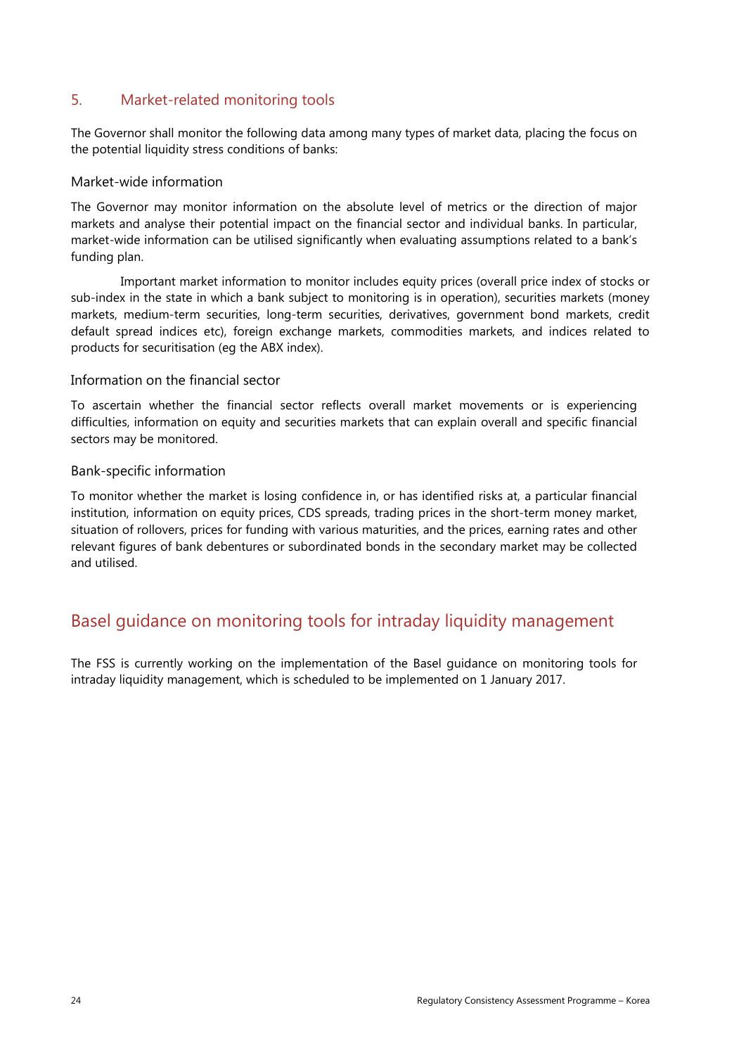## 5. Market-related monitoring tools

The Governor shall monitor the following data among many types of market data, placing the focus on the potential liquidity stress conditions of banks:

### Market-wide information

The Governor may monitor information on the absolute level of metrics or the direction of major markets and analyse their potential impact on the financial sector and individual banks. In particular, market-wide information can be utilised significantly when evaluating assumptions related to a bank's funding plan.

Important market information to monitor includes equity prices (overall price index of stocks or sub-index in the state in which a bank subject to monitoring is in operation), securities markets (money markets, medium-term securities, long-term securities, derivatives, government bond markets, credit default spread indices etc), foreign exchange markets, commodities markets, and indices related to products for securitisation (eg the ABX index).

### Information on the financial sector

To ascertain whether the financial sector reflects overall market movements or is experiencing difficulties, information on equity and securities markets that can explain overall and specific financial sectors may be monitored.

### Bank-specific information

To monitor whether the market is losing confidence in, or has identified risks at, a particular financial institution, information on equity prices, CDS spreads, trading prices in the short-term money market, situation of rollovers, prices for funding with various maturities, and the prices, earning rates and other relevant figures of bank debentures or subordinated bonds in the secondary market may be collected and utilised.

# Basel guidance on monitoring tools for intraday liquidity management

The FSS is currently working on the implementation of the Basel guidance on monitoring tools for intraday liquidity management, which is scheduled to be implemented on 1 January 2017.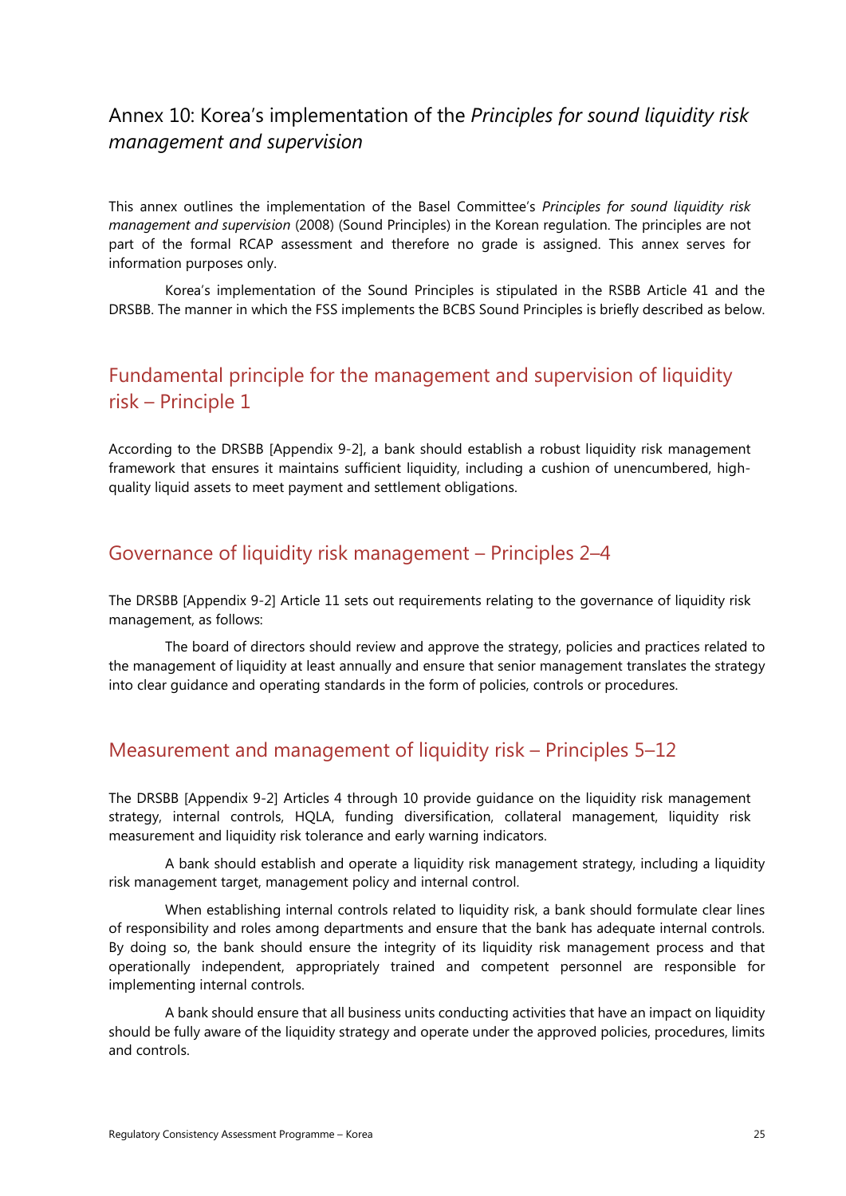# Annex 10: Korea's implementation of the *Principles for sound liquidity risk management and supervision*

This annex outlines the implementation of the Basel Committee's *Principles for sound liquidity risk management and supervision* (2008) (Sound Principles) in the Korean regulation. The principles are not part of the formal RCAP assessment and therefore no grade is assigned. This annex serves for information purposes only.

Korea's implementation of the Sound Principles is stipulated in the RSBB Article 41 and the DRSBB. The manner in which the FSS implements the BCBS Sound Principles is briefly described as below.

## Fundamental principle for the management and supervision of liquidity risk – Principle 1

According to the DRSBB [Appendix 9-2], a bank should establish a robust liquidity risk management framework that ensures it maintains sufficient liquidity, including a cushion of unencumbered, high-quality liquid assets to meet payment and settlement obligations.

## Governance of liquidity risk management – Principles 2–4

The DRSBB [Appendix 9-2] Article 11 sets out requirements relating to the governance of liquidity risk management, as follows:

The board of directors should review and approve the strategy, policies and practices related to the management of liquidity at least annually and ensure that senior management translates the strategy into clear guidance and operating standards in the form of policies, controls or procedures.

## Measurement and management of liquidity risk – Principles 5–12

The DRSBB [Appendix 9-2] Articles 4 through 10 provide guidance on the liquidity risk management strategy, internal controls, HQLA, funding diversification, collateral management, liquidity risk measurement and liquidity risk tolerance and early warning indicators.

A bank should establish and operate a liquidity risk management strategy, including a liquidity risk management target, management policy and internal control.

When establishing internal controls related to liquidity risk, a bank should formulate clear lines of responsibility and roles among departments and ensure that the bank has adequate internal controls. By doing so, the bank should ensure the integrity of its liquidity risk management process and that operationally independent, appropriately trained and competent personnel are responsible for implementing internal controls.

A bank should ensure that all business units conducting activities that have an impact on liquidity should be fully aware of the liquidity strategy and operate under the approved policies, procedures, limits and controls.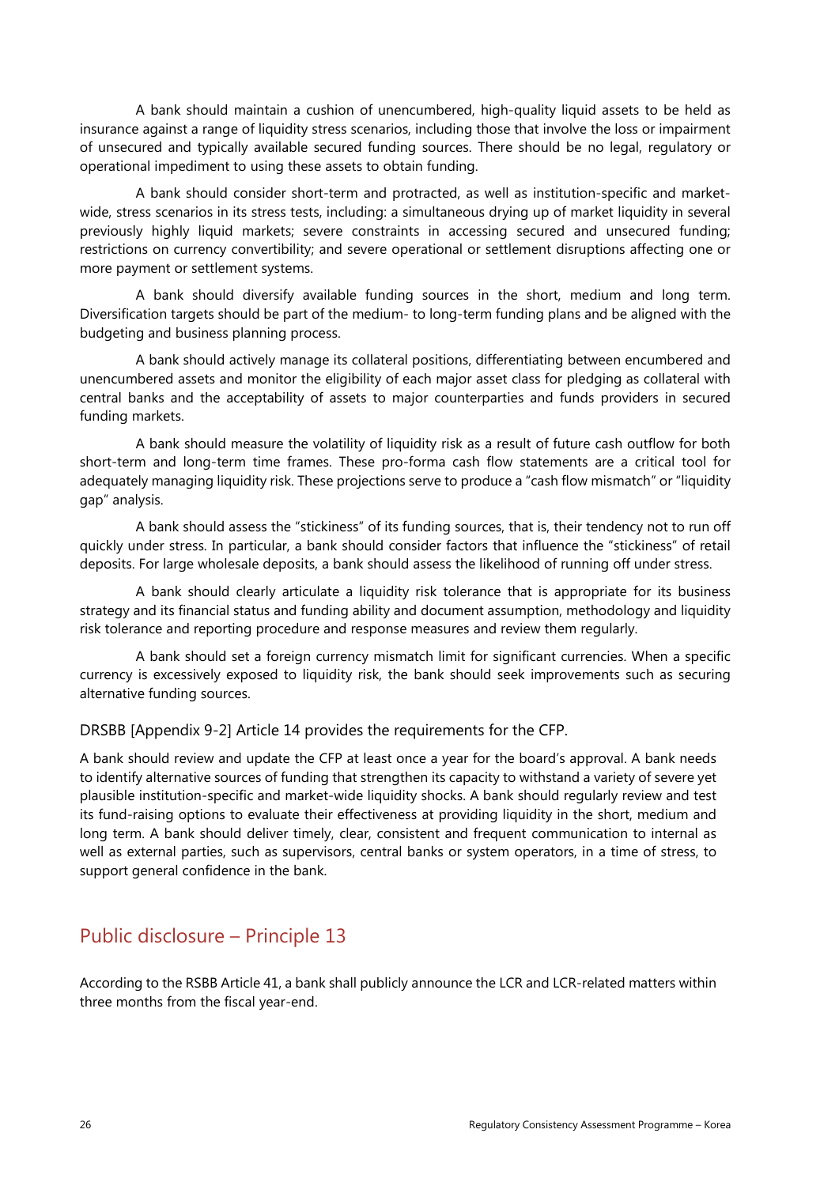A bank should maintain a cushion of unencumbered, high-quality liquid assets to be held as insurance against a range of liquidity stress scenarios, including those that involve the loss or impairment of unsecured and typically available secured funding sources. There should be no legal, regulatory or operational impediment to using these assets to obtain funding.

A bank should consider short-term and protracted, as well as institution-specific and market-wide, stress scenarios in its stress tests, including: a simultaneous drying up of market liquidity in several previously highly liquid markets; severe constraints in accessing secured and unsecured funding; restrictions on currency convertibility; and severe operational or settlement disruptions affecting one or more payment or settlement systems.

A bank should diversify available funding sources in the short, medium and long term. Diversification targets should be part of the medium- to long-term funding plans and be aligned with the budgeting and business planning process.

A bank should actively manage its collateral positions, differentiating between encumbered and unencumbered assets and monitor the eligibility of each major asset class for pledging as collateral with central banks and the acceptability of assets to major counterparties and funds providers in secured funding markets.

A bank should measure the volatility of liquidity risk as a result of future cash outflow for both short-term and long-term time frames. These pro-forma cash flow statements are a critical tool for adequately managing liquidity risk. These projections serve to produce a "cash flow mismatch" or "liquidity gap" analysis.

A bank should assess the "stickiness" of its funding sources, that is, their tendency not to run off quickly under stress. In particular, a bank should consider factors that influence the "stickiness" of retail deposits. For large wholesale deposits, a bank should assess the likelihood of running off under stress.

A bank should clearly articulate a liquidity risk tolerance that is appropriate for its business strategy and its financial status and funding ability and document assumption, methodology and liquidity risk tolerance and reporting procedure and response measures and review them regularly.

A bank should set a foreign currency mismatch limit for significant currencies. When a specific currency is excessively exposed to liquidity risk, the bank should seek improvements such as securing alternative funding sources.

DRSBB [Appendix 9-2] Article 14 provides the requirements for the CFP.

A bank should review and update the CFP at least once a year for the board's approval. A bank needs to identify alternative sources of funding that strengthen its capacity to withstand a variety of severe yet plausible institution-specific and market-wide liquidity shocks. A bank should regularly review and test its fund-raising options to evaluate their effectiveness at providing liquidity in the short, medium and long term. A bank should deliver timely, clear, consistent and frequent communication to internal as well as external parties, such as supervisors, central banks or system operators, in a time of stress, to support general confidence in the bank.

## Public disclosure – Principle 13

According to the RSBB Article 41, a bank shall publicly announce the LCR and LCR-related matters within three months from the fiscal year-end.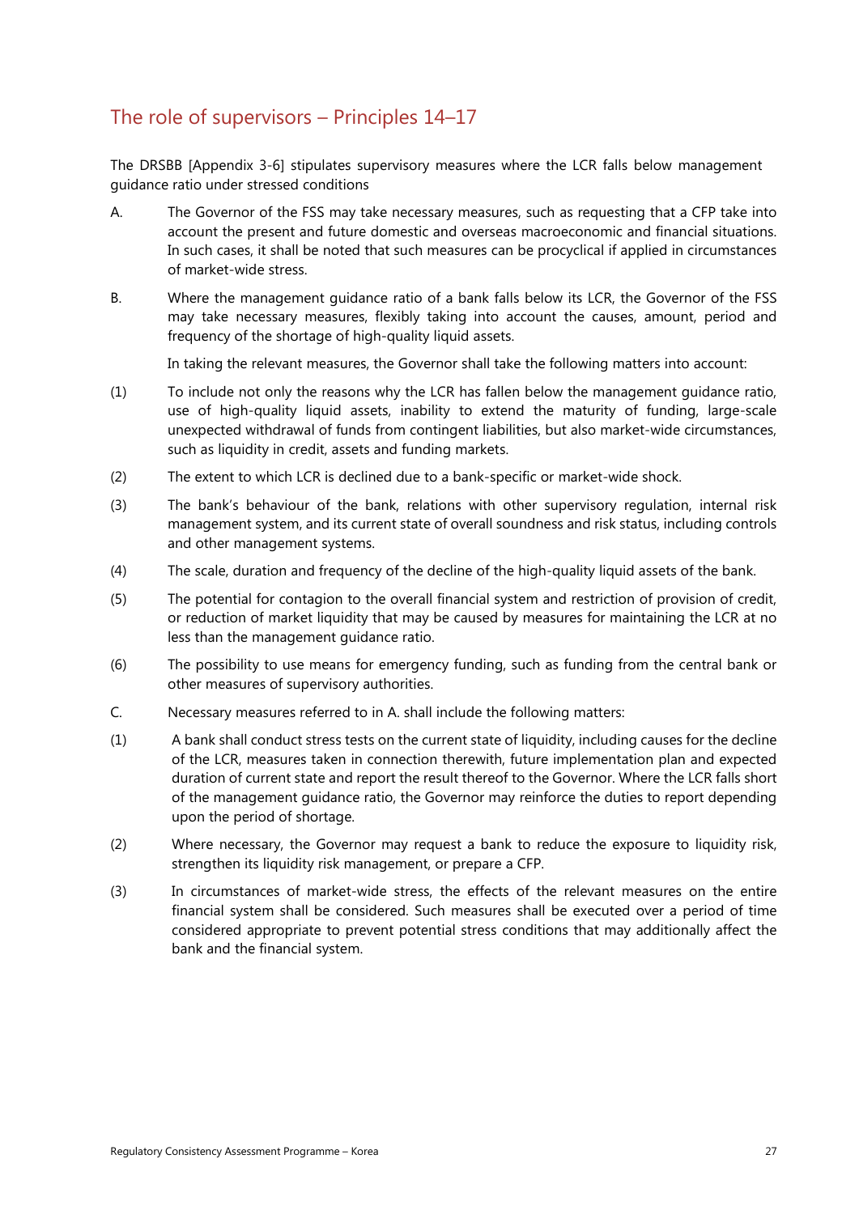## The role of supervisors – Principles 14–17

The DRSBB [Appendix 3-6] stipulates supervisory measures where the LCR falls below management guidance ratio under stressed conditions

A. The Governor of the FSS may take necessary measures, such as requesting that a CFP take into account the present and future domestic and overseas macroeconomic and financial situations. In such cases, it shall be noted that such measures can be procyclical if applied in circumstances of market-wide stress.

B. Where the management guidance ratio of a bank falls below its LCR, the Governor of the FSS may take necessary measures, flexibly taking into account the causes, amount, period and frequency of the shortage of high-quality liquid assets.

In taking the relevant measures, the Governor shall take the following matters into account:

(1) To include not only the reasons why the LCR has fallen below the management guidance ratio, use of high-quality liquid assets, inability to extend the maturity of funding, large-scale unexpected withdrawal of funds from contingent liabilities, but also market-wide circumstances, such as liquidity in credit, assets and funding markets.

(2) The extent to which LCR is declined due to a bank-specific or market-wide shock.

(3) The bank's behaviour of the bank, relations with other supervisory regulation, internal risk management system, and its current state of overall soundness and risk status, including controls and other management systems.

(4) The scale, duration and frequency of the decline of the high-quality liquid assets of the bank.

(5) The potential for contagion to the overall financial system and restriction of provision of credit, or reduction of market liquidity that may be caused by measures for maintaining the LCR at no less than the management guidance ratio.

(6) The possibility to use means for emergency funding, such as funding from the central bank or other measures of supervisory authorities.

C. Necessary measures referred to in A. shall include the following matters:

(1) A bank shall conduct stress tests on the current state of liquidity, including causes for the decline of the LCR, measures taken in connection therewith, future implementation plan and expected duration of current state and report the result thereof to the Governor. Where the LCR falls short of the management guidance ratio, the Governor may reinforce the duties to report depending upon the period of shortage.

(2) Where necessary, the Governor may request a bank to reduce the exposure to liquidity risk, strengthen its liquidity risk management, or prepare a CFP.

(3) In circumstances of market-wide stress, the effects of the relevant measures on the entire financial system shall be considered. Such measures shall be executed over a period of time considered appropriate to prevent potential stress conditions that may additionally affect the bank and the financial system.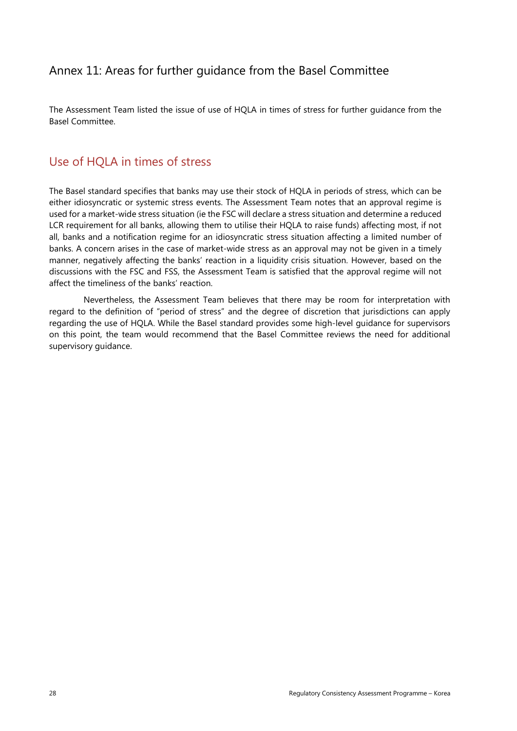## Annex 11: Areas for further guidance from the Basel Committee

The Assessment Team listed the issue of use of HQLA in times of stress for further guidance from the Basel Committee.

### Use of HQLA in times of stress

The Basel standard specifies that banks may use their stock of HQLA in periods of stress, which can be either idiosyncratic or systemic stress events. The Assessment Team notes that an approval regime is used for a market-wide stress situation (ie the FSC will declare a stress situation and determine a reduced LCR requirement for all banks, allowing them to utilise their HQLA to raise funds) affecting most, if not all, banks and a notification regime for an idiosyncratic stress situation affecting a limited number of banks. A concern arises in the case of market-wide stress as an approval may not be given in a timely manner, negatively affecting the banks' reaction in a liquidity crisis situation. However, based on the discussions with the FSC and FSS, the Assessment Team is satisfied that the approval regime will not affect the timeliness of the banks' reaction.

Nevertheless, the Assessment Team believes that there may be room for interpretation with regard to the definition of "period of stress" and the degree of discretion that jurisdictions can apply regarding the use of HQLA. While the Basel standard provides some high-level guidance for supervisors on this point, the team would recommend that the Basel Committee reviews the need for additional supervisory guidance.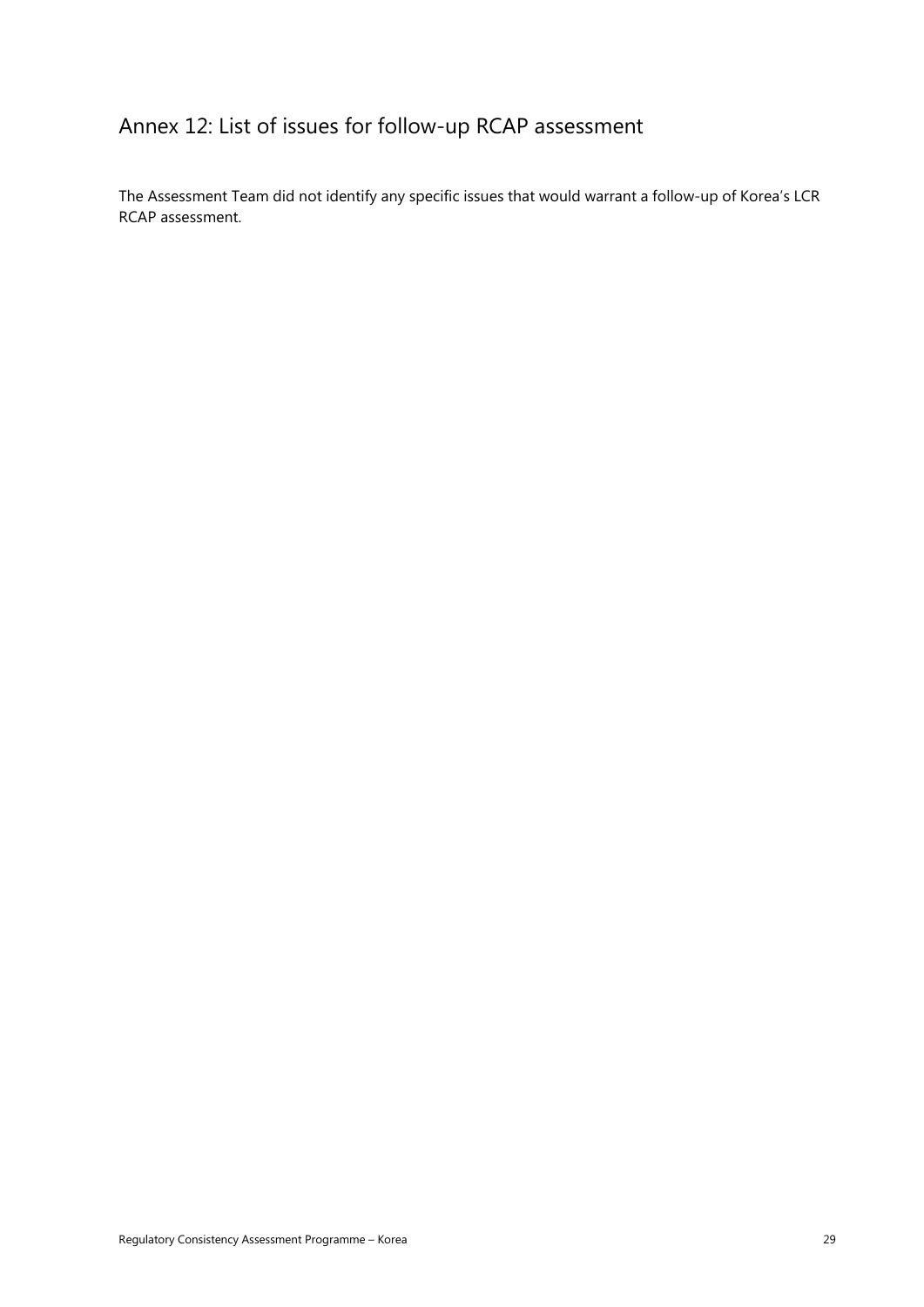# Annex 12: List of issues for follow-up RCAP assessment

The Assessment Team did not identify any specific issues that would warrant a follow-up of Korea's LCR RCAP assessment.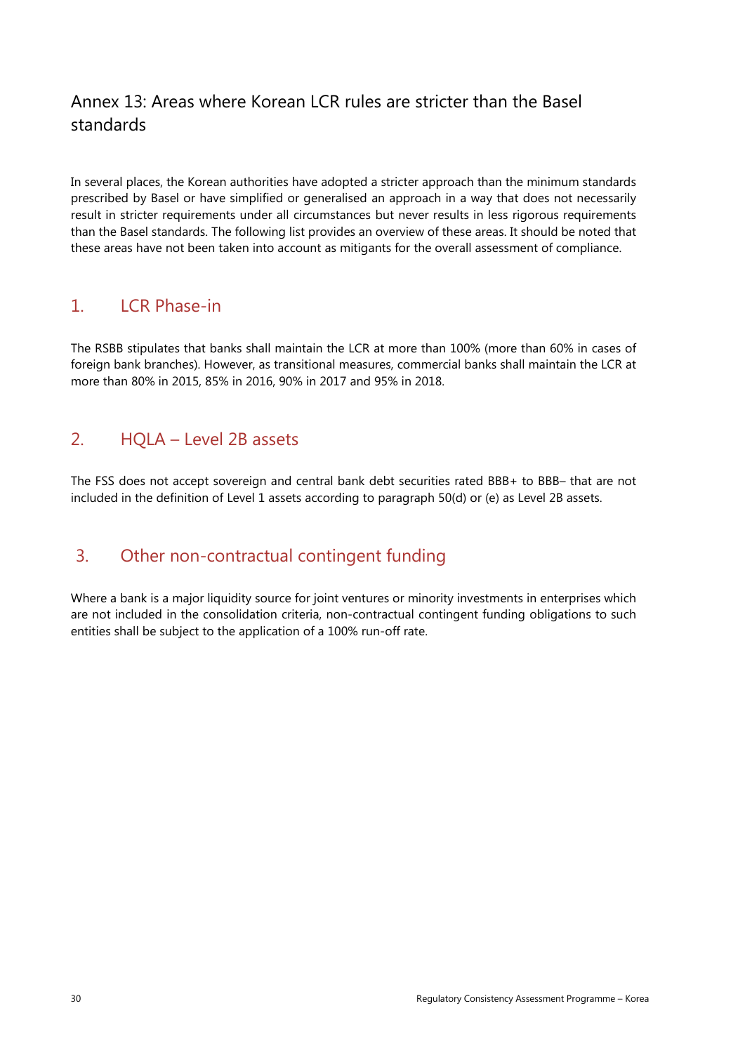# Annex 13: Areas where Korean LCR rules are stricter than the Basel standards

In several places, the Korean authorities have adopted a stricter approach than the minimum standards prescribed by Basel or have simplified or generalised an approach in a way that does not necessarily result in stricter requirements under all circumstances but never results in less rigorous requirements than the Basel standards. The following list provides an overview of these areas. It should be noted that these areas have not been taken into account as mitigants for the overall assessment of compliance.

## 1. LCR Phase-in

The RSBB stipulates that banks shall maintain the LCR at more than 100% (more than 60% in cases of foreign bank branches). However, as transitional measures, commercial banks shall maintain the LCR at more than 80% in 2015, 85% in 2016, 90% in 2017 and 95% in 2018.

## 2. HQLA – Level 2B assets

The FSS does not accept sovereign and central bank debt securities rated BBB+ to BBB– that are not included in the definition of Level 1 assets according to paragraph 50(d) or (e) as Level 2B assets.

## 3. Other non-contractual contingent funding

Where a bank is a major liquidity source for joint ventures or minority investments in enterprises which are not included in the consolidation criteria, non-contractual contingent funding obligations to such entities shall be subject to the application of a 100% run-off rate.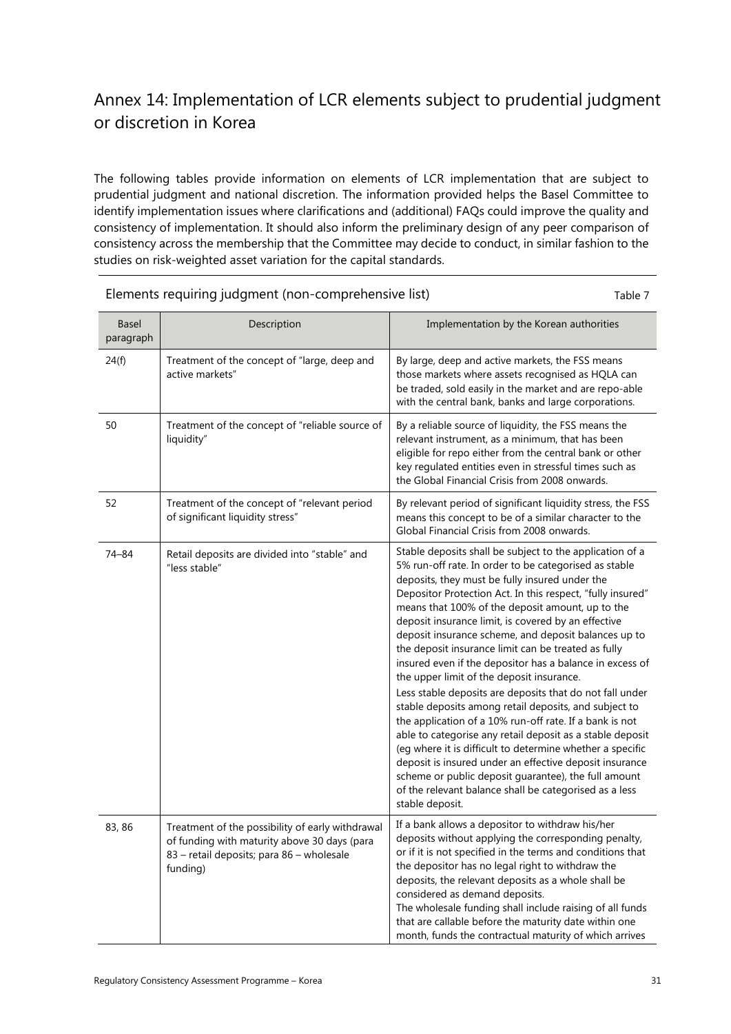# Annex 14: Implementation of LCR elements subject to prudential judgment or discretion in Korea

The following tables provide information on elements of LCR implementation that are subject to prudential judgment and national discretion. The information provided helps the Basel Committee to identify implementation issues where clarifications and (additional) FAQs could improve the quality and consistency of implementation. It should also inform the preliminary design of any peer comparison of consistency across the membership that the Committee may decide to conduct, in similar fashion to the studies on risk-weighted asset variation for the capital standards.

Elements requiring judgment (non-comprehensive list) — Table 7

| Basel paragraph | Description | Implementation by the Korean authorities |
|---|---|---|
| 24(f) | Treatment of the concept of "large, deep and active markets" | By large, deep and active markets, the FSS means those markets where assets recognised as HQLA can be traded, sold easily in the market and are repo-able with the central bank, banks and large corporations. |
| 50 | Treatment of the concept of "reliable source of liquidity" | By a reliable source of liquidity, the FSS means the relevant instrument, as a minimum, that has been eligible for repo either from the central bank or other key regulated entities even in stressful times such as the Global Financial Crisis from 2008 onwards. |
| 52 | Treatment of the concept of "relevant period of significant liquidity stress" | By relevant period of significant liquidity stress, the FSS means this concept to be of a similar character to the Global Financial Crisis from 2008 onwards. |
| 74–84 | Retail deposits are divided into "stable" and "less stable" | Stable deposits shall be subject to the application of a 5% run-off rate. In order to be categorised as stable deposits, they must be fully insured under the Depositor Protection Act. In this respect, "fully insured" means that 100% of the deposit amount, up to the deposit insurance limit, is covered by an effective deposit insurance scheme, and deposit balances up to the deposit insurance limit can be treated as fully insured even if the depositor has a balance in excess of the upper limit of the deposit insurance.<br>Less stable deposits are deposits that do not fall under stable deposits among retail deposits, and subject to the application of a 10% run-off rate. If a bank is not able to categorise any retail deposit as a stable deposit (eg where it is difficult to determine whether a specific deposit is insured under an effective deposit insurance scheme or public deposit guarantee), the full amount of the relevant balance shall be categorised as a less stable deposit. |
| 83, 86 | Treatment of the possibility of early withdrawal of funding with maturity above 30 days (para 83 – retail deposits; para 86 – wholesale funding) | If a bank allows a depositor to withdraw his/her deposits without applying the corresponding penalty, or if it is not specified in the terms and conditions that the depositor has no legal right to withdraw the deposits, the relevant deposits as a whole shall be considered as demand deposits.<br>The wholesale funding shall include raising of all funds that are callable before the maturity date within one month, funds the contractual maturity of which arrives |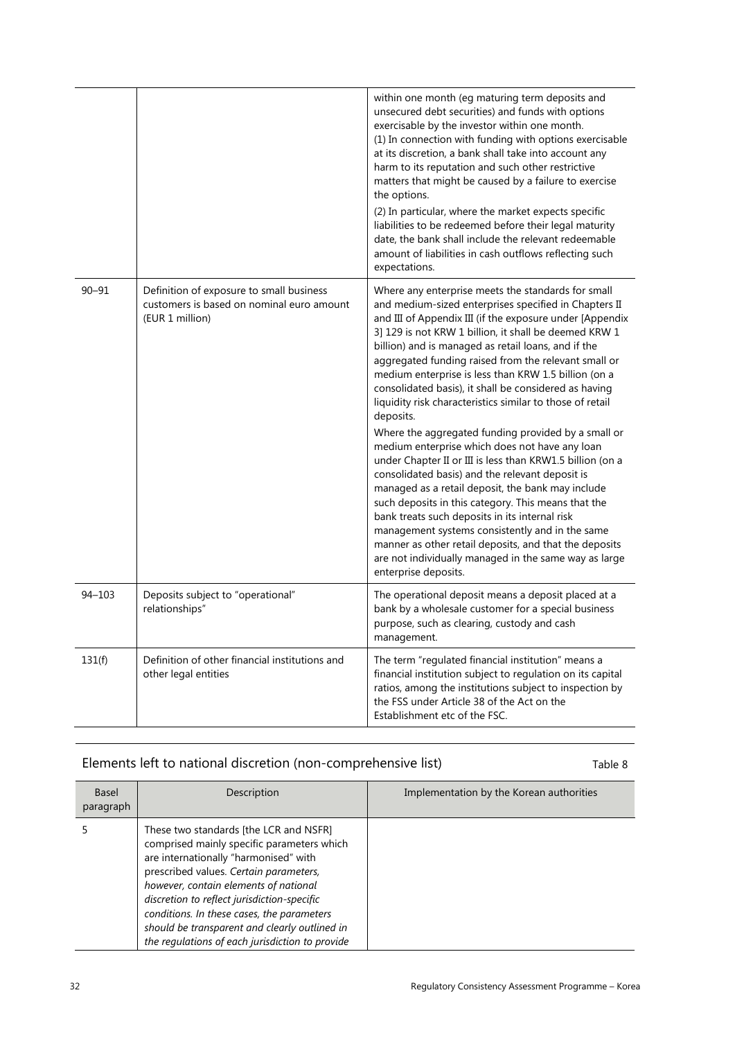| | | |
|---|---|---|
| | | within one month (eg maturing term deposits and unsecured debt securities) and funds with options exercisable by the investor within one month.<br>(1) In connection with funding with options exercisable at its discretion, a bank shall take into account any harm to its reputation and such other restrictive matters that might be caused by a failure to exercise the options.<br>(2) In particular, where the market expects specific liabilities to be redeemed before their legal maturity date, the bank shall include the relevant redeemable amount of liabilities in cash outflows reflecting such expectations. |
| 90–91 | Definition of exposure to small business customers is based on nominal euro amount (EUR 1 million) | Where any enterprise meets the standards for small and medium-sized enterprises specified in Chapters II and III of Appendix III (if the exposure under [Appendix 3] 129 is not KRW 1 billion, it shall be deemed KRW 1 billion) and is managed as retail loans, and if the aggregated funding raised from the relevant small or medium enterprise is less than KRW 1.5 billion (on a consolidated basis), it shall be considered as having liquidity risk characteristics similar to those of retail deposits.<br>Where the aggregated funding provided by a small or medium enterprise which does not have any loan under Chapter II or III is less than KRW1.5 billion (on a consolidated basis) and the relevant deposit is managed as a retail deposit, the bank may include such deposits in this category. This means that the bank treats such deposits in its internal risk management systems consistently and in the same manner as other retail deposits, and that the deposits are not individually managed in the same way as large enterprise deposits. |
| 94–103 | Deposits subject to "operational" relationships" | The operational deposit means a deposit placed at a bank by a wholesale customer for a special business purpose, such as clearing, custody and cash management. |
| 131(f) | Definition of other financial institutions and other legal entities | The term "regulated financial institution" means a financial institution subject to regulation on its capital ratios, among the institutions subject to inspection by the FSS under Article 38 of the Act on the Establishment etc of the FSC. |

## Elements left to national discretion (non-comprehensive list)

Table 8

| Basel paragraph | Description | Implementation by the Korean authorities |
|---|---|---|
| 5 | These two standards [the LCR and NSFR] comprised mainly specific parameters which are internationally "harmonised" with prescribed values. *Certain parameters, however, contain elements of national discretion to reflect jurisdiction-specific conditions. In these cases, the parameters should be transparent and clearly outlined in the regulations of each jurisdiction to provide* | |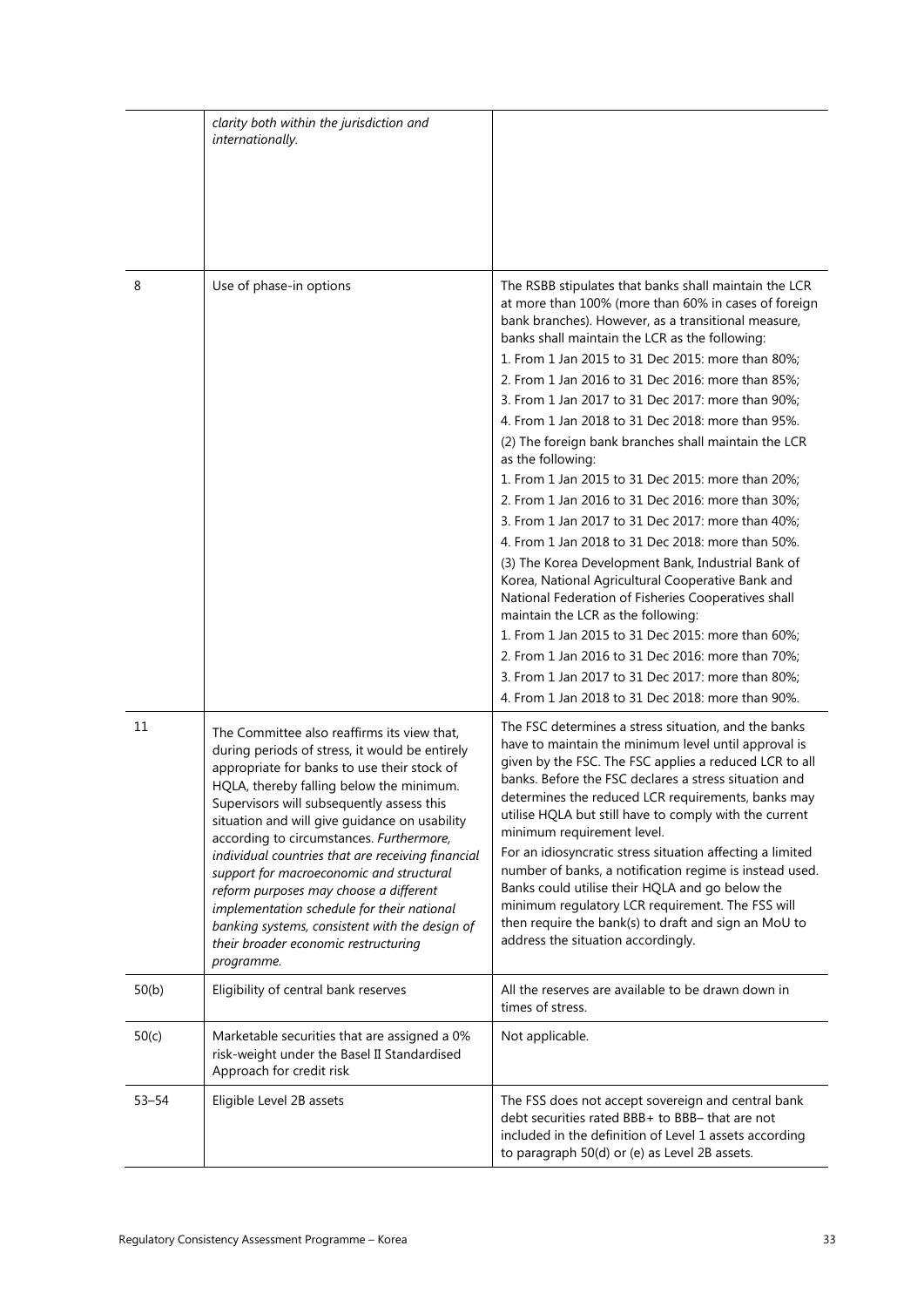| | | |
|---|---|---|
| | *clarity both within the jurisdiction and internationally.* | |
| 8 | Use of phase-in options | The RSBB stipulates that banks shall maintain the LCR at more than 100% (more than 60% in cases of foreign bank branches). However, as a transitional measure, banks shall maintain the LCR as the following:<br>1. From 1 Jan 2015 to 31 Dec 2015: more than 80%;<br>2. From 1 Jan 2016 to 31 Dec 2016: more than 85%;<br>3. From 1 Jan 2017 to 31 Dec 2017: more than 90%;<br>4. From 1 Jan 2018 to 31 Dec 2018: more than 95%.<br>(2) The foreign bank branches shall maintain the LCR as the following:<br>1. From 1 Jan 2015 to 31 Dec 2015: more than 20%;<br>2. From 1 Jan 2016 to 31 Dec 2016: more than 30%;<br>3. From 1 Jan 2017 to 31 Dec 2017: more than 40%;<br>4. From 1 Jan 2018 to 31 Dec 2018: more than 50%.<br>(3) The Korea Development Bank, Industrial Bank of Korea, National Agricultural Cooperative Bank and National Federation of Fisheries Cooperatives shall maintain the LCR as the following:<br>1. From 1 Jan 2015 to 31 Dec 2015: more than 60%;<br>2. From 1 Jan 2016 to 31 Dec 2016: more than 70%;<br>3. From 1 Jan 2017 to 31 Dec 2017: more than 80%;<br>4. From 1 Jan 2018 to 31 Dec 2018: more than 90%. |
| 11 | The Committee also reaffirms its view that, during periods of stress, it would be entirely appropriate for banks to use their stock of HQLA, thereby falling below the minimum. Supervisors will subsequently assess this situation and will give guidance on usability according to circumstances. *Furthermore, individual countries that are receiving financial support for macroeconomic and structural reform purposes may choose a different implementation schedule for their national banking systems, consistent with the design of their broader economic restructuring programme.* | The FSC determines a stress situation, and the banks have to maintain the minimum level until approval is given by the FSC. The FSC applies a reduced LCR to all banks. Before the FSC declares a stress situation and determines the reduced LCR requirements, banks may utilise HQLA but still have to comply with the current minimum requirement level.<br>For an idiosyncratic stress situation affecting a limited number of banks, a notification regime is instead used. Banks could utilise their HQLA and go below the minimum regulatory LCR requirement. The FSS will then require the bank(s) to draft and sign an MoU to address the situation accordingly. |
| 50(b) | Eligibility of central bank reserves | All the reserves are available to be drawn down in times of stress. |
| 50(c) | Marketable securities that are assigned a 0% risk-weight under the Basel II Standardised Approach for credit risk | Not applicable. |
| 53–54 | Eligible Level 2B assets | The FSS does not accept sovereign and central bank debt securities rated BBB+ to BBB– that are not included in the definition of Level 1 assets according to paragraph 50(d) or (e) as Level 2B assets. |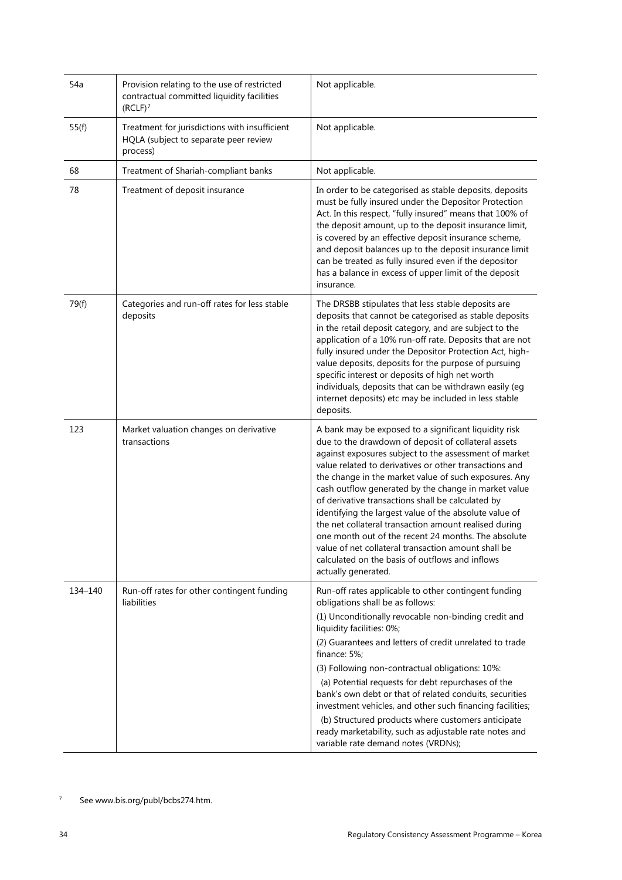| | | |
|---|---|---|
| 54a | Provision relating to the use of restricted contractual committed liquidity facilities (RCLF)[7] | Not applicable. |
| 55(f) | Treatment for jurisdictions with insufficient HQLA (subject to separate peer review process) | Not applicable. |
| 68 | Treatment of Shariah-compliant banks | Not applicable. |
| 78 | Treatment of deposit insurance | In order to be categorised as stable deposits, deposits must be fully insured under the Depositor Protection Act. In this respect, "fully insured" means that 100% of the deposit amount, up to the deposit insurance limit, is covered by an effective deposit insurance scheme, and deposit balances up to the deposit insurance limit can be treated as fully insured even if the depositor has a balance in excess of upper limit of the deposit insurance. |
| 79(f) | Categories and run-off rates for less stable deposits | The DRSBB stipulates that less stable deposits are deposits that cannot be categorised as stable deposits in the retail deposit category, and are subject to the application of a 10% run-off rate. Deposits that are not fully insured under the Depositor Protection Act, high-value deposits, deposits for the purpose of pursuing specific interest or deposits of high net worth individuals, deposits that can be withdrawn easily (eg internet deposits) etc may be included in less stable deposits. |
| 123 | Market valuation changes on derivative transactions | A bank may be exposed to a significant liquidity risk due to the drawdown of deposit of collateral assets against exposures subject to the assessment of market value related to derivatives or other transactions and the change in the market value of such exposures. Any cash outflow generated by the change in market value of derivative transactions shall be calculated by identifying the largest value of the absolute value of the net collateral transaction amount realised during one month out of the recent 24 months. The absolute value of net collateral transaction amount shall be calculated on the basis of outflows and inflows actually generated. |
| 134–140 | Run-off rates for other contingent funding liabilities | Run-off rates applicable to other contingent funding obligations shall be as follows:<br>(1) Unconditionally revocable non-binding credit and liquidity facilities: 0%;<br>(2) Guarantees and letters of credit unrelated to trade finance: 5%;<br>(3) Following non-contractual obligations: 10%:<br>(a) Potential requests for debt repurchases of the bank's own debt or that of related conduits, securities investment vehicles, and other such financing facilities;<br>(b) Structured products where customers anticipate ready marketability, such as adjustable rate notes and variable rate demand notes (VRDNs); |

[7] See www.bis.org/publ/bcbs274.htm.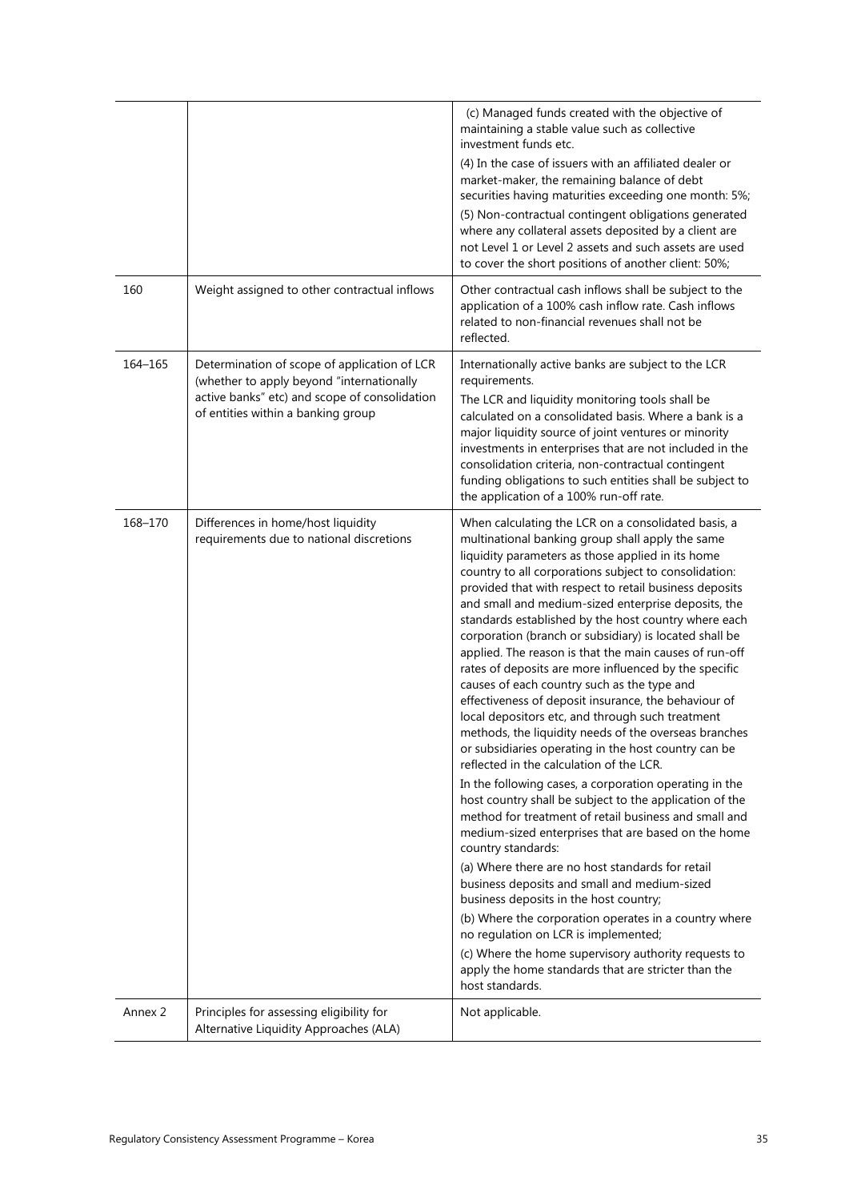| | | |
|---|---|---|
| | | (c) Managed funds created with the objective of maintaining a stable value such as collective investment funds etc.<br>(4) In the case of issuers with an affiliated dealer or market-maker, the remaining balance of debt securities having maturities exceeding one month: 5%;<br>(5) Non-contractual contingent obligations generated where any collateral assets deposited by a client are not Level 1 or Level 2 assets and such assets are used to cover the short positions of another client: 50%; |
| 160 | Weight assigned to other contractual inflows | Other contractual cash inflows shall be subject to the application of a 100% cash inflow rate. Cash inflows related to non-financial revenues shall not be reflected. |
| 164–165 | Determination of scope of application of LCR (whether to apply beyond "internationally active banks" etc) and scope of consolidation of entities within a banking group | Internationally active banks are subject to the LCR requirements.<br>The LCR and liquidity monitoring tools shall be calculated on a consolidated basis. Where a bank is a major liquidity source of joint ventures or minority investments in enterprises that are not included in the consolidation criteria, non-contractual contingent funding obligations to such entities shall be subject to the application of a 100% run-off rate. |
| 168–170 | Differences in home/host liquidity requirements due to national discretions | When calculating the LCR on a consolidated basis, a multinational banking group shall apply the same liquidity parameters as those applied in its home country to all corporations subject to consolidation: provided that with respect to retail business deposits and small and medium-sized enterprise deposits, the standards established by the host country where each corporation (branch or subsidiary) is located shall be applied. The reason is that the main causes of run-off rates of deposits are more influenced by the specific causes of each country such as the type and effectiveness of deposit insurance, the behaviour of local depositors etc, and through such treatment methods, the liquidity needs of the overseas branches or subsidiaries operating in the host country can be reflected in the calculation of the LCR.<br>In the following cases, a corporation operating in the host country shall be subject to the application of the method for treatment of retail business and small and medium-sized enterprises that are based on the home country standards:<br>(a) Where there are no host standards for retail business deposits and small and medium-sized business deposits in the host country;<br>(b) Where the corporation operates in a country where no regulation on LCR is implemented;<br>(c) Where the home supervisory authority requests to apply the home standards that are stricter than the host standards. |
| Annex 2 | Principles for assessing eligibility for Alternative Liquidity Approaches (ALA) | Not applicable. |